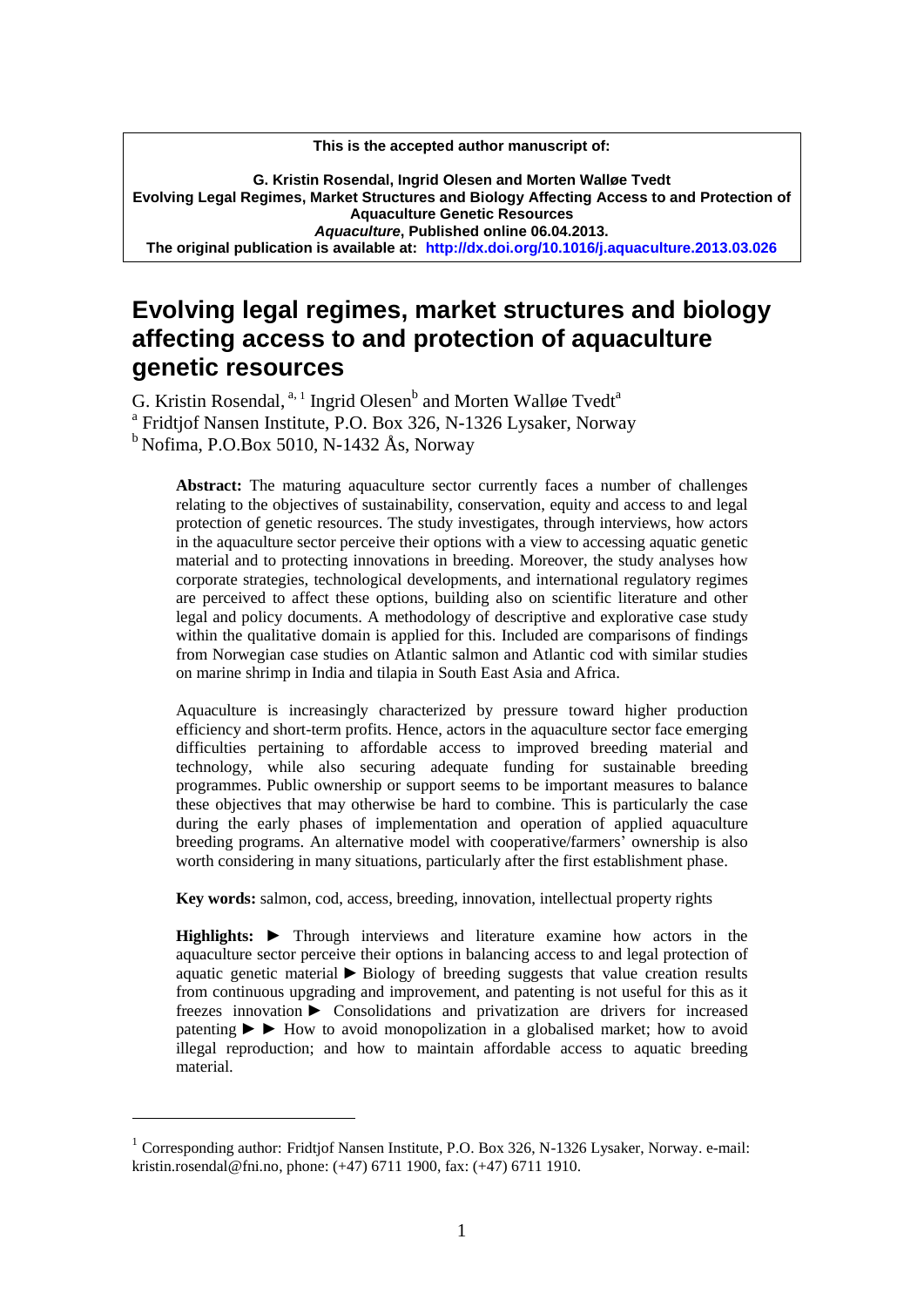**This is the accepted author manuscript of:**

**G. Kristin Rosendal, Ingrid Olesen and Morten Walløe Tvedt**
**Evolving Legal Regimes, Market Structures and Biology Affecting Access to and Protection of Aquaculture Genetic Resources**
***Aquaculture*, Published online 06.04.2013.**
**The original publication is available at: http://dx.doi.org/10.1016/j.aquaculture.2013.03.026**

# Evolving legal regimes, market structures and biology affecting access to and protection of aquaculture genetic resources

G. Kristin Rosendal, [a, 1] Ingrid Olesen[b] and Morten Walløe Tvedt[a]

[a] Fridtjof Nansen Institute, P.O. Box 326, N-1326 Lysaker, Norway

[b] Nofima, P.O.Box 5010, N-1432 Ås, Norway

**Abstract:** The maturing aquaculture sector currently faces a number of challenges relating to the objectives of sustainability, conservation, equity and access to and legal protection of genetic resources. The study investigates, through interviews, how actors in the aquaculture sector perceive their options with a view to accessing aquatic genetic material and to protecting innovations in breeding. Moreover, the study analyses how corporate strategies, technological developments, and international regulatory regimes are perceived to affect these options, building also on scientific literature and other legal and policy documents. A methodology of descriptive and explorative case study within the qualitative domain is applied for this. Included are comparisons of findings from Norwegian case studies on Atlantic salmon and Atlantic cod with similar studies on marine shrimp in India and tilapia in South East Asia and Africa.

Aquaculture is increasingly characterized by pressure toward higher production efficiency and short-term profits. Hence, actors in the aquaculture sector face emerging difficulties pertaining to affordable access to improved breeding material and technology, while also securing adequate funding for sustainable breeding programmes. Public ownership or support seems to be important measures to balance these objectives that may otherwise be hard to combine. This is particularly the case during the early phases of implementation and operation of applied aquaculture breeding programs. An alternative model with cooperative/farmers' ownership is also worth considering in many situations, particularly after the first establishment phase.

**Key words:** salmon, cod, access, breeding, innovation, intellectual property rights

**Highlights:** ► Through interviews and literature examine how actors in the aquaculture sector perceive their options in balancing access to and legal protection of aquatic genetic material ► Biology of breeding suggests that value creation results from continuous upgrading and improvement, and patenting is not useful for this as it freezes innovation ► Consolidations and privatization are drivers for increased patenting ► ► How to avoid monopolization in a globalised market; how to avoid illegal reproduction; and how to maintain affordable access to aquatic breeding material.

---

[1] Corresponding author: Fridtjof Nansen Institute, P.O. Box 326, N-1326 Lysaker, Norway. e-mail: kristin.rosendal@fni.no, phone: (+47) 6711 1900, fax: (+47) 6711 1910.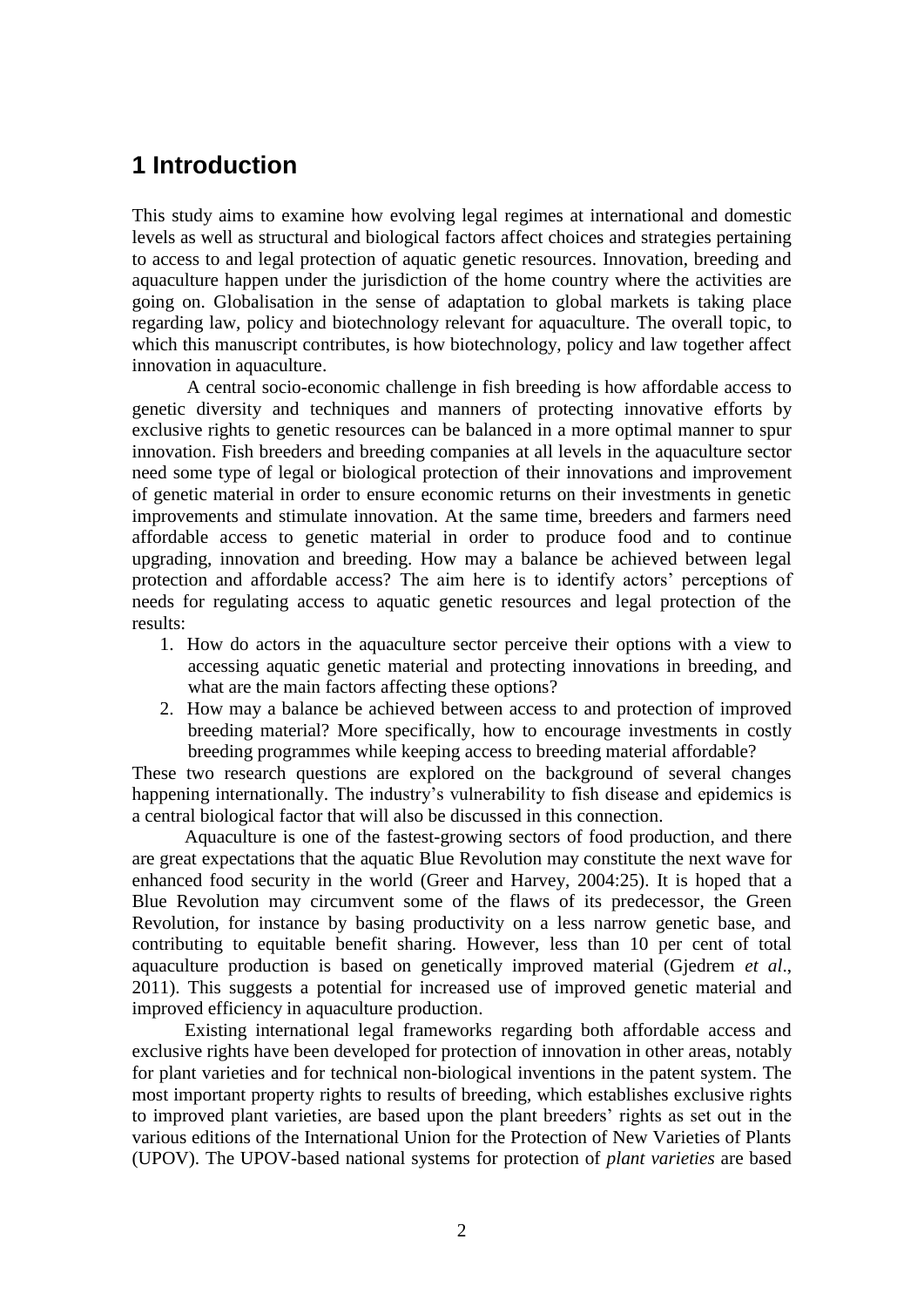# 1 Introduction

This study aims to examine how evolving legal regimes at international and domestic levels as well as structural and biological factors affect choices and strategies pertaining to access to and legal protection of aquatic genetic resources. Innovation, breeding and aquaculture happen under the jurisdiction of the home country where the activities are going on. Globalisation in the sense of adaptation to global markets is taking place regarding law, policy and biotechnology relevant for aquaculture. The overall topic, to which this manuscript contributes, is how biotechnology, policy and law together affect innovation in aquaculture.

A central socio-economic challenge in fish breeding is how affordable access to genetic diversity and techniques and manners of protecting innovative efforts by exclusive rights to genetic resources can be balanced in a more optimal manner to spur innovation. Fish breeders and breeding companies at all levels in the aquaculture sector need some type of legal or biological protection of their innovations and improvement of genetic material in order to ensure economic returns on their investments in genetic improvements and stimulate innovation. At the same time, breeders and farmers need affordable access to genetic material in order to produce food and to continue upgrading, innovation and breeding. How may a balance be achieved between legal protection and affordable access? The aim here is to identify actors' perceptions of needs for regulating access to aquatic genetic resources and legal protection of the results:

1. How do actors in the aquaculture sector perceive their options with a view to accessing aquatic genetic material and protecting innovations in breeding, and what are the main factors affecting these options?
2. How may a balance be achieved between access to and protection of improved breeding material? More specifically, how to encourage investments in costly breeding programmes while keeping access to breeding material affordable?

These two research questions are explored on the background of several changes happening internationally. The industry's vulnerability to fish disease and epidemics is a central biological factor that will also be discussed in this connection.

Aquaculture is one of the fastest-growing sectors of food production, and there are great expectations that the aquatic Blue Revolution may constitute the next wave for enhanced food security in the world (Greer and Harvey, 2004:25). It is hoped that a Blue Revolution may circumvent some of the flaws of its predecessor, the Green Revolution, for instance by basing productivity on a less narrow genetic base, and contributing to equitable benefit sharing. However, less than 10 per cent of total aquaculture production is based on genetically improved material (Gjedrem *et al*., 2011). This suggests a potential for increased use of improved genetic material and improved efficiency in aquaculture production.

Existing international legal frameworks regarding both affordable access and exclusive rights have been developed for protection of innovation in other areas, notably for plant varieties and for technical non-biological inventions in the patent system. The most important property rights to results of breeding, which establishes exclusive rights to improved plant varieties, are based upon the plant breeders' rights as set out in the various editions of the International Union for the Protection of New Varieties of Plants (UPOV). The UPOV-based national systems for protection of *plant varieties* are based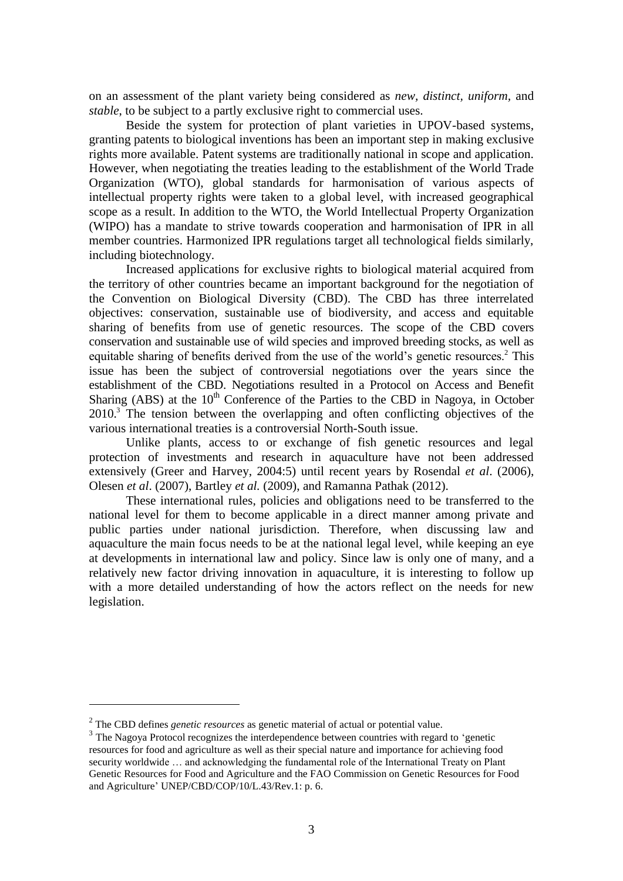on an assessment of the plant variety being considered as *new*, *distinct*, *uniform*, and *stable*, to be subject to a partly exclusive right to commercial uses.

Beside the system for protection of plant varieties in UPOV-based systems, granting patents to biological inventions has been an important step in making exclusive rights more available. Patent systems are traditionally national in scope and application. However, when negotiating the treaties leading to the establishment of the World Trade Organization (WTO), global standards for harmonisation of various aspects of intellectual property rights were taken to a global level, with increased geographical scope as a result. In addition to the WTO, the World Intellectual Property Organization (WIPO) has a mandate to strive towards cooperation and harmonisation of IPR in all member countries. Harmonized IPR regulations target all technological fields similarly, including biotechnology.

Increased applications for exclusive rights to biological material acquired from the territory of other countries became an important background for the negotiation of the Convention on Biological Diversity (CBD). The CBD has three interrelated objectives: conservation, sustainable use of biodiversity, and access and equitable sharing of benefits from use of genetic resources. The scope of the CBD covers conservation and sustainable use of wild species and improved breeding stocks, as well as equitable sharing of benefits derived from the use of the world's genetic resources.[2] This issue has been the subject of controversial negotiations over the years since the establishment of the CBD. Negotiations resulted in a Protocol on Access and Benefit Sharing (ABS) at the 10th Conference of the Parties to the CBD in Nagoya, in October 2010.[3] The tension between the overlapping and often conflicting objectives of the various international treaties is a controversial North-South issue.

Unlike plants, access to or exchange of fish genetic resources and legal protection of investments and research in aquaculture have not been addressed extensively (Greer and Harvey, 2004:5) until recent years by Rosendal *et al*. (2006), Olesen *et al*. (2007), Bartley *et al.* (2009), and Ramanna Pathak (2012).

These international rules, policies and obligations need to be transferred to the national level for them to become applicable in a direct manner among private and public parties under national jurisdiction. Therefore, when discussing law and aquaculture the main focus needs to be at the national legal level, while keeping an eye at developments in international law and policy. Since law is only one of many, and a relatively new factor driving innovation in aquaculture, it is interesting to follow up with a more detailed understanding of how the actors reflect on the needs for new legislation.

---

[2] The CBD defines *genetic resources* as genetic material of actual or potential value.

[3] The Nagoya Protocol recognizes the interdependence between countries with regard to 'genetic resources for food and agriculture as well as their special nature and importance for achieving food security worldwide … and acknowledging the fundamental role of the International Treaty on Plant Genetic Resources for Food and Agriculture and the FAO Commission on Genetic Resources for Food and Agriculture' UNEP/CBD/COP/10/L.43/Rev.1: p. 6.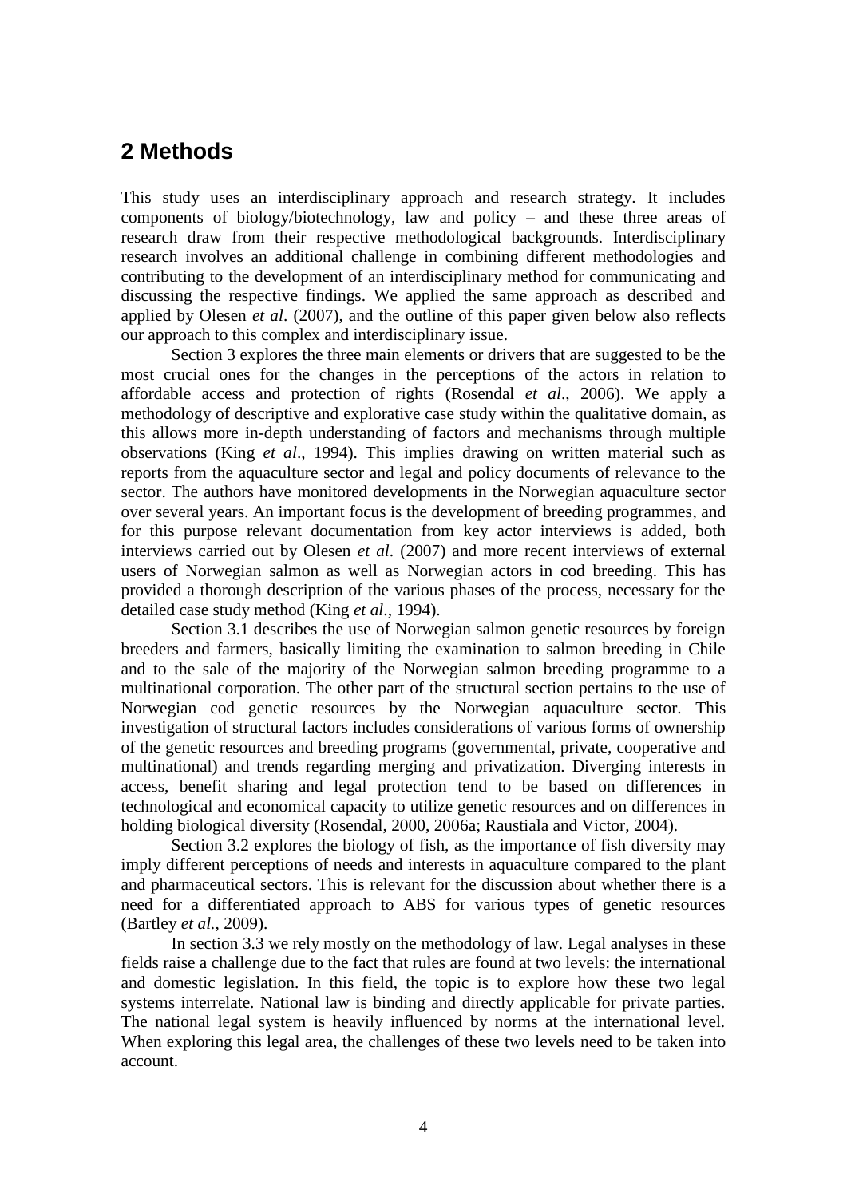## 2 Methods

This study uses an interdisciplinary approach and research strategy. It includes components of biology/biotechnology, law and policy – and these three areas of research draw from their respective methodological backgrounds. Interdisciplinary research involves an additional challenge in combining different methodologies and contributing to the development of an interdisciplinary method for communicating and discussing the respective findings. We applied the same approach as described and applied by Olesen *et al*. (2007), and the outline of this paper given below also reflects our approach to this complex and interdisciplinary issue.

Section 3 explores the three main elements or drivers that are suggested to be the most crucial ones for the changes in the perceptions of the actors in relation to affordable access and protection of rights (Rosendal *et al*., 2006). We apply a methodology of descriptive and explorative case study within the qualitative domain, as this allows more in-depth understanding of factors and mechanisms through multiple observations (King *et al*., 1994). This implies drawing on written material such as reports from the aquaculture sector and legal and policy documents of relevance to the sector. The authors have monitored developments in the Norwegian aquaculture sector over several years. An important focus is the development of breeding programmes, and for this purpose relevant documentation from key actor interviews is added, both interviews carried out by Olesen *et al*. (2007) and more recent interviews of external users of Norwegian salmon as well as Norwegian actors in cod breeding. This has provided a thorough description of the various phases of the process, necessary for the detailed case study method (King *et al*., 1994).

Section 3.1 describes the use of Norwegian salmon genetic resources by foreign breeders and farmers, basically limiting the examination to salmon breeding in Chile and to the sale of the majority of the Norwegian salmon breeding programme to a multinational corporation. The other part of the structural section pertains to the use of Norwegian cod genetic resources by the Norwegian aquaculture sector. This investigation of structural factors includes considerations of various forms of ownership of the genetic resources and breeding programs (governmental, private, cooperative and multinational) and trends regarding merging and privatization. Diverging interests in access, benefit sharing and legal protection tend to be based on differences in technological and economical capacity to utilize genetic resources and on differences in holding biological diversity (Rosendal, 2000, 2006a; Raustiala and Victor, 2004).

Section 3.2 explores the biology of fish, as the importance of fish diversity may imply different perceptions of needs and interests in aquaculture compared to the plant and pharmaceutical sectors. This is relevant for the discussion about whether there is a need for a differentiated approach to ABS for various types of genetic resources (Bartley *et al.*, 2009).

In section 3.3 we rely mostly on the methodology of law. Legal analyses in these fields raise a challenge due to the fact that rules are found at two levels: the international and domestic legislation. In this field, the topic is to explore how these two legal systems interrelate. National law is binding and directly applicable for private parties. The national legal system is heavily influenced by norms at the international level. When exploring this legal area, the challenges of these two levels need to be taken into account.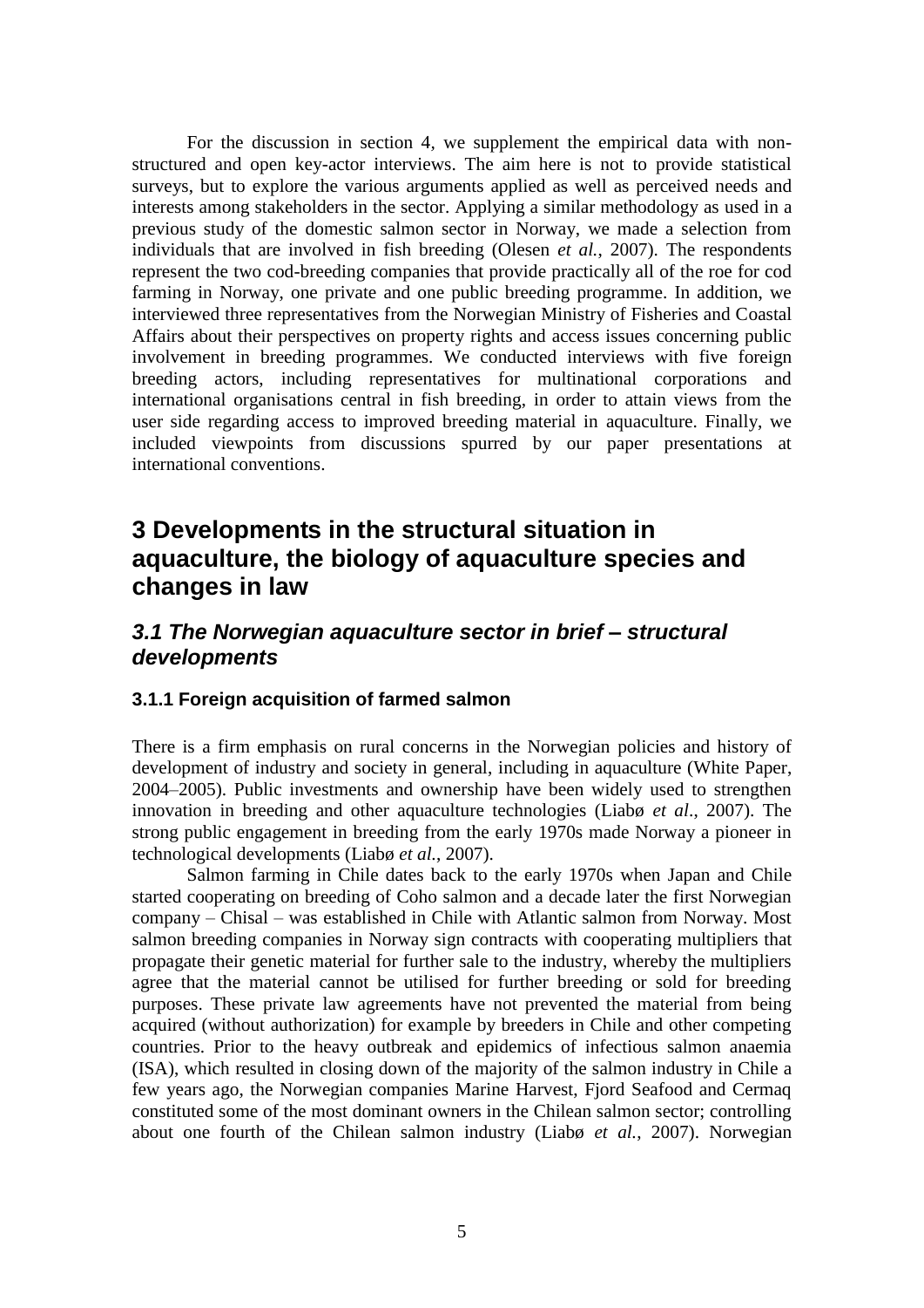For the discussion in section 4, we supplement the empirical data with non-structured and open key-actor interviews. The aim here is not to provide statistical surveys, but to explore the various arguments applied as well as perceived needs and interests among stakeholders in the sector. Applying a similar methodology as used in a previous study of the domestic salmon sector in Norway, we made a selection from individuals that are involved in fish breeding (Olesen *et al.*, 2007). The respondents represent the two cod-breeding companies that provide practically all of the roe for cod farming in Norway, one private and one public breeding programme. In addition, we interviewed three representatives from the Norwegian Ministry of Fisheries and Coastal Affairs about their perspectives on property rights and access issues concerning public involvement in breeding programmes. We conducted interviews with five foreign breeding actors, including representatives for multinational corporations and international organisations central in fish breeding, in order to attain views from the user side regarding access to improved breeding material in aquaculture. Finally, we included viewpoints from discussions spurred by our paper presentations at international conventions.

# 3 Developments in the structural situation in aquaculture, the biology of aquaculture species and changes in law

## *3.1 The Norwegian aquaculture sector in brief – structural developments*

### 3.1.1 Foreign acquisition of farmed salmon

There is a firm emphasis on rural concerns in the Norwegian policies and history of development of industry and society in general, including in aquaculture (White Paper, 2004–2005). Public investments and ownership have been widely used to strengthen innovation in breeding and other aquaculture technologies (Liabø *et al*., 2007). The strong public engagement in breeding from the early 1970s made Norway a pioneer in technological developments (Liabø *et al.*, 2007).

Salmon farming in Chile dates back to the early 1970s when Japan and Chile started cooperating on breeding of Coho salmon and a decade later the first Norwegian company – Chisal – was established in Chile with Atlantic salmon from Norway. Most salmon breeding companies in Norway sign contracts with cooperating multipliers that propagate their genetic material for further sale to the industry, whereby the multipliers agree that the material cannot be utilised for further breeding or sold for breeding purposes. These private law agreements have not prevented the material from being acquired (without authorization) for example by breeders in Chile and other competing countries. Prior to the heavy outbreak and epidemics of infectious salmon anaemia (ISA), which resulted in closing down of the majority of the salmon industry in Chile a few years ago, the Norwegian companies Marine Harvest, Fjord Seafood and Cermaq constituted some of the most dominant owners in the Chilean salmon sector; controlling about one fourth of the Chilean salmon industry (Liabø *et al.*, 2007). Norwegian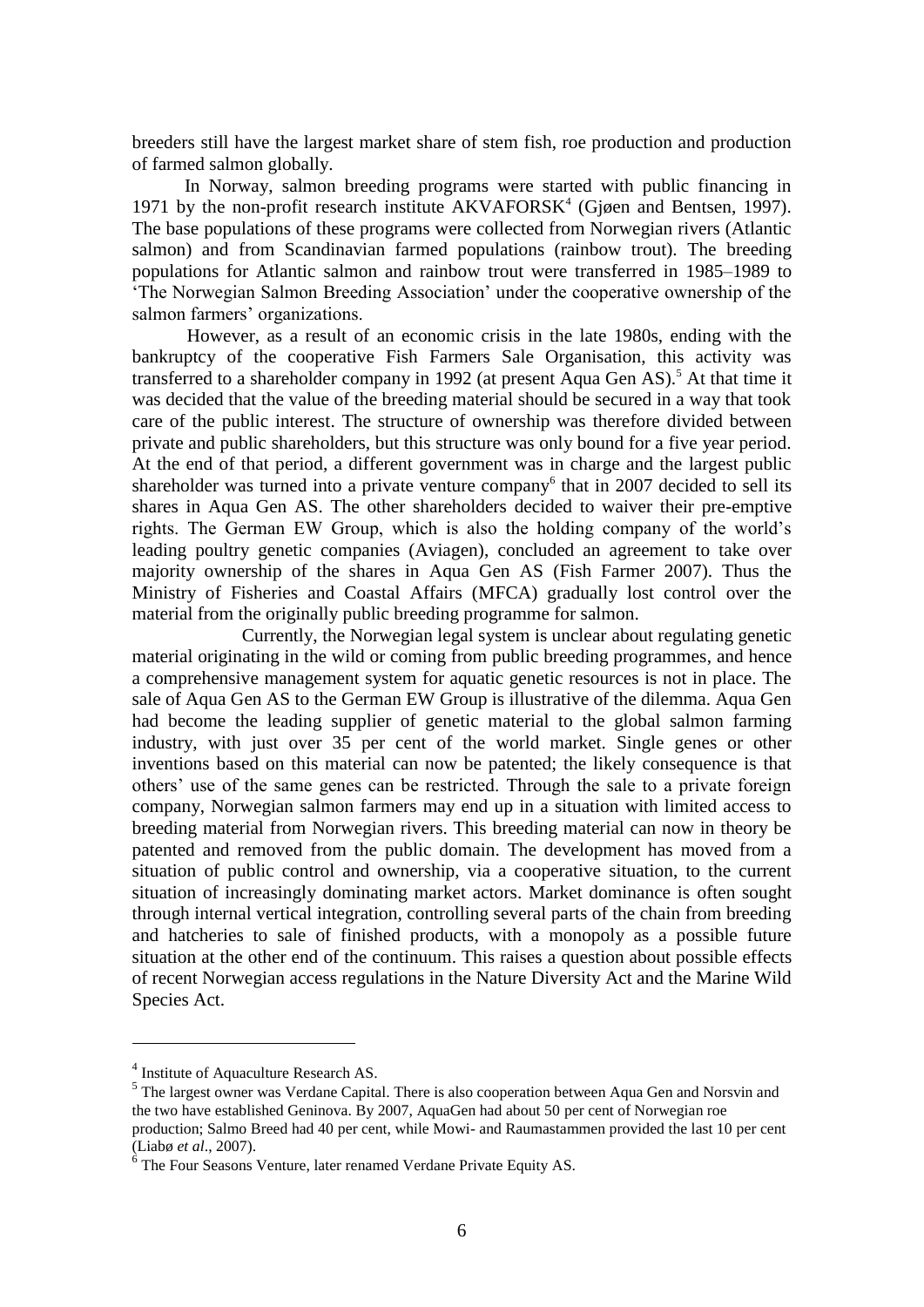breeders still have the largest market share of stem fish, roe production and production of farmed salmon globally.

In Norway, salmon breeding programs were started with public financing in 1971 by the non-profit research institute AKVAFORSK[4] (Gjøen and Bentsen, 1997). The base populations of these programs were collected from Norwegian rivers (Atlantic salmon) and from Scandinavian farmed populations (rainbow trout). The breeding populations for Atlantic salmon and rainbow trout were transferred in 1985–1989 to 'The Norwegian Salmon Breeding Association' under the cooperative ownership of the salmon farmers' organizations.

However, as a result of an economic crisis in the late 1980s, ending with the bankruptcy of the cooperative Fish Farmers Sale Organisation, this activity was transferred to a shareholder company in 1992 (at present Aqua Gen AS).[5] At that time it was decided that the value of the breeding material should be secured in a way that took care of the public interest. The structure of ownership was therefore divided between private and public shareholders, but this structure was only bound for a five year period. At the end of that period, a different government was in charge and the largest public shareholder was turned into a private venture company[6] that in 2007 decided to sell its shares in Aqua Gen AS. The other shareholders decided to waiver their pre-emptive rights. The German EW Group, which is also the holding company of the world's leading poultry genetic companies (Aviagen), concluded an agreement to take over majority ownership of the shares in Aqua Gen AS (Fish Farmer 2007). Thus the Ministry of Fisheries and Coastal Affairs (MFCA) gradually lost control over the material from the originally public breeding programme for salmon.

Currently, the Norwegian legal system is unclear about regulating genetic material originating in the wild or coming from public breeding programmes, and hence a comprehensive management system for aquatic genetic resources is not in place. The sale of Aqua Gen AS to the German EW Group is illustrative of the dilemma. Aqua Gen had become the leading supplier of genetic material to the global salmon farming industry, with just over 35 per cent of the world market. Single genes or other inventions based on this material can now be patented; the likely consequence is that others' use of the same genes can be restricted. Through the sale to a private foreign company, Norwegian salmon farmers may end up in a situation with limited access to breeding material from Norwegian rivers. This breeding material can now in theory be patented and removed from the public domain. The development has moved from a situation of public control and ownership, via a cooperative situation, to the current situation of increasingly dominating market actors. Market dominance is often sought through internal vertical integration, controlling several parts of the chain from breeding and hatcheries to sale of finished products, with a monopoly as a possible future situation at the other end of the continuum. This raises a question about possible effects of recent Norwegian access regulations in the Nature Diversity Act and the Marine Wild Species Act.

---

[4] Institute of Aquaculture Research AS.

[5] The largest owner was Verdane Capital. There is also cooperation between Aqua Gen and Norsvin and the two have established Geninova. By 2007, AquaGen had about 50 per cent of Norwegian roe production; Salmo Breed had 40 per cent, while Mowi- and Raumastammen provided the last 10 per cent (Liabø *et al*., 2007).

[6] The Four Seasons Venture, later renamed Verdane Private Equity AS.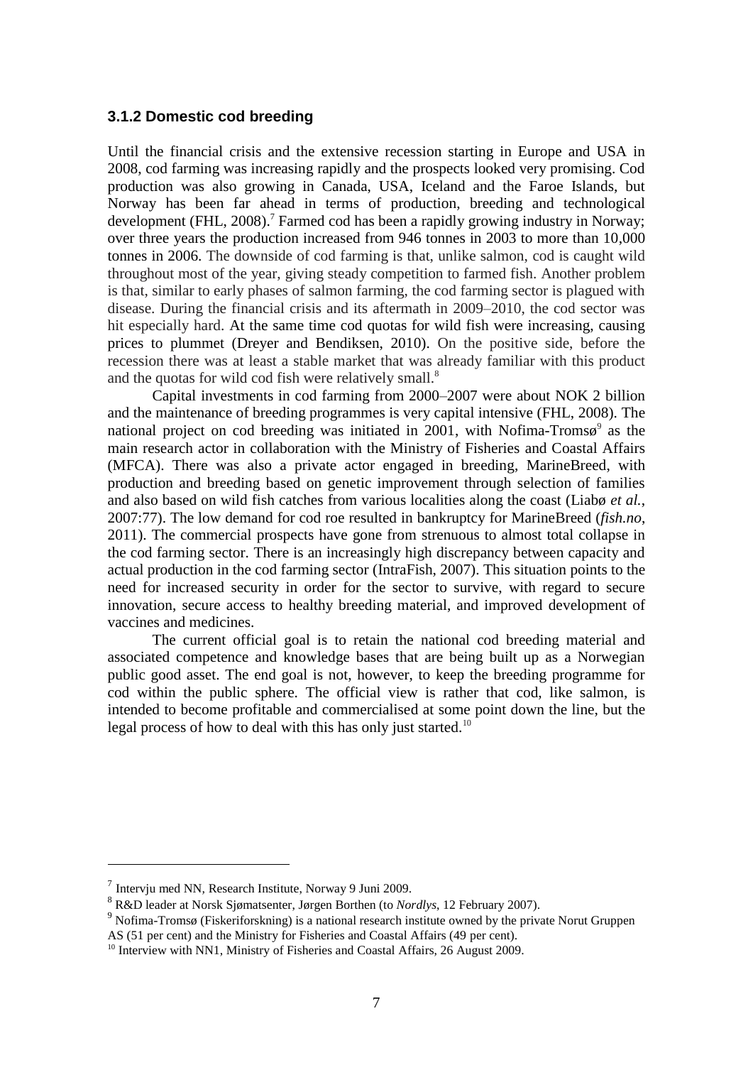### 3.1.2 Domestic cod breeding

Until the financial crisis and the extensive recession starting in Europe and USA in 2008, cod farming was increasing rapidly and the prospects looked very promising. Cod production was also growing in Canada, USA, Iceland and the Faroe Islands, but Norway has been far ahead in terms of production, breeding and technological development (FHL, 2008).[7] Farmed cod has been a rapidly growing industry in Norway; over three years the production increased from 946 tonnes in 2003 to more than 10,000 tonnes in 2006. The downside of cod farming is that, unlike salmon, cod is caught wild throughout most of the year, giving steady competition to farmed fish. Another problem is that, similar to early phases of salmon farming, the cod farming sector is plagued with disease. During the financial crisis and its aftermath in 2009–2010, the cod sector was hit especially hard. At the same time cod quotas for wild fish were increasing, causing prices to plummet (Dreyer and Bendiksen, 2010). On the positive side, before the recession there was at least a stable market that was already familiar with this product and the quotas for wild cod fish were relatively small.[8]

Capital investments in cod farming from 2000–2007 were about NOK 2 billion and the maintenance of breeding programmes is very capital intensive (FHL, 2008). The national project on cod breeding was initiated in 2001, with Nofima-Tromsø[9] as the main research actor in collaboration with the Ministry of Fisheries and Coastal Affairs (MFCA). There was also a private actor engaged in breeding, MarineBreed, with production and breeding based on genetic improvement through selection of families and also based on wild fish catches from various localities along the coast (Liabø *et al.*, 2007:77). The low demand for cod roe resulted in bankruptcy for MarineBreed (*fish.no*, 2011). The commercial prospects have gone from strenuous to almost total collapse in the cod farming sector. There is an increasingly high discrepancy between capacity and actual production in the cod farming sector (IntraFish, 2007). This situation points to the need for increased security in order for the sector to survive, with regard to secure innovation, secure access to healthy breeding material, and improved development of vaccines and medicines.

The current official goal is to retain the national cod breeding material and associated competence and knowledge bases that are being built up as a Norwegian public good asset. The end goal is not, however, to keep the breeding programme for cod within the public sphere. The official view is rather that cod, like salmon, is intended to become profitable and commercialised at some point down the line, but the legal process of how to deal with this has only just started.[10]

---

[7] Intervju med NN, Research Institute, Norway 9 Juni 2009.

[8] R&D leader at Norsk Sjømatsenter, Jørgen Borthen (to *Nordlys*, 12 February 2007).

[9] Nofima-Tromsø (Fiskeriforskning) is a national research institute owned by the private Norut Gruppen AS (51 per cent) and the Ministry for Fisheries and Coastal Affairs (49 per cent).

[10] Interview with NN1, Ministry of Fisheries and Coastal Affairs, 26 August 2009.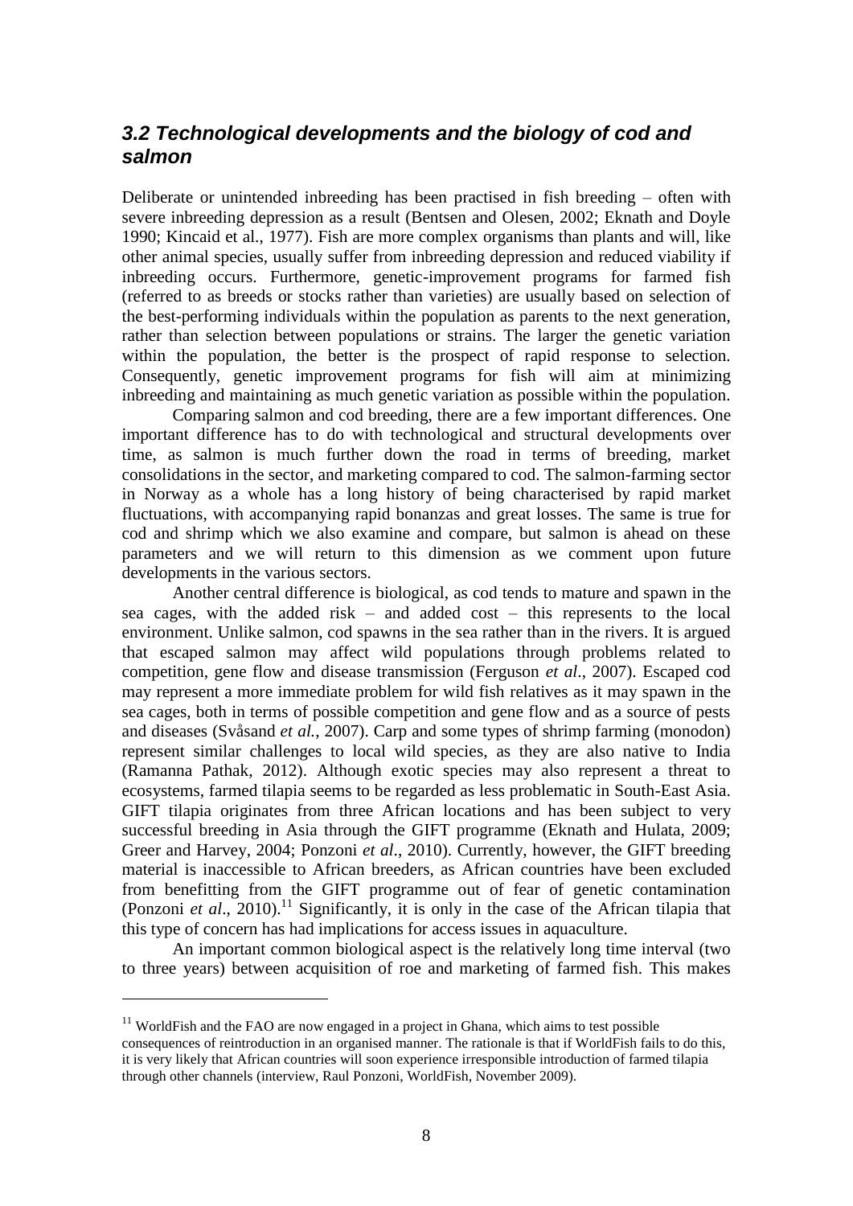### *3.2 Technological developments and the biology of cod and salmon*

Deliberate or unintended inbreeding has been practised in fish breeding – often with severe inbreeding depression as a result (Bentsen and Olesen, 2002; Eknath and Doyle 1990; Kincaid et al., 1977). Fish are more complex organisms than plants and will, like other animal species, usually suffer from inbreeding depression and reduced viability if inbreeding occurs. Furthermore, genetic-improvement programs for farmed fish (referred to as breeds or stocks rather than varieties) are usually based on selection of the best-performing individuals within the population as parents to the next generation, rather than selection between populations or strains. The larger the genetic variation within the population, the better is the prospect of rapid response to selection. Consequently, genetic improvement programs for fish will aim at minimizing inbreeding and maintaining as much genetic variation as possible within the population.

Comparing salmon and cod breeding, there are a few important differences. One important difference has to do with technological and structural developments over time, as salmon is much further down the road in terms of breeding, market consolidations in the sector, and marketing compared to cod. The salmon-farming sector in Norway as a whole has a long history of being characterised by rapid market fluctuations, with accompanying rapid bonanzas and great losses. The same is true for cod and shrimp which we also examine and compare, but salmon is ahead on these parameters and we will return to this dimension as we comment upon future developments in the various sectors.

Another central difference is biological, as cod tends to mature and spawn in the sea cages, with the added risk – and added cost – this represents to the local environment. Unlike salmon, cod spawns in the sea rather than in the rivers. It is argued that escaped salmon may affect wild populations through problems related to competition, gene flow and disease transmission (Ferguson *et al*., 2007). Escaped cod may represent a more immediate problem for wild fish relatives as it may spawn in the sea cages, both in terms of possible competition and gene flow and as a source of pests and diseases (Svåsand *et al.*, 2007). Carp and some types of shrimp farming (monodon) represent similar challenges to local wild species, as they are also native to India (Ramanna Pathak, 2012). Although exotic species may also represent a threat to ecosystems, farmed tilapia seems to be regarded as less problematic in South-East Asia. GIFT tilapia originates from three African locations and has been subject to very successful breeding in Asia through the GIFT programme (Eknath and Hulata, 2009; Greer and Harvey, 2004; Ponzoni *et al*., 2010). Currently, however, the GIFT breeding material is inaccessible to African breeders, as African countries have been excluded from benefitting from the GIFT programme out of fear of genetic contamination (Ponzoni *et al*., 2010).[11] Significantly, it is only in the case of the African tilapia that this type of concern has had implications for access issues in aquaculture.

An important common biological aspect is the relatively long time interval (two to three years) between acquisition of roe and marketing of farmed fish. This makes

[11] WorldFish and the FAO are now engaged in a project in Ghana, which aims to test possible consequences of reintroduction in an organised manner. The rationale is that if WorldFish fails to do this, it is very likely that African countries will soon experience irresponsible introduction of farmed tilapia through other channels (interview, Raul Ponzoni, WorldFish, November 2009).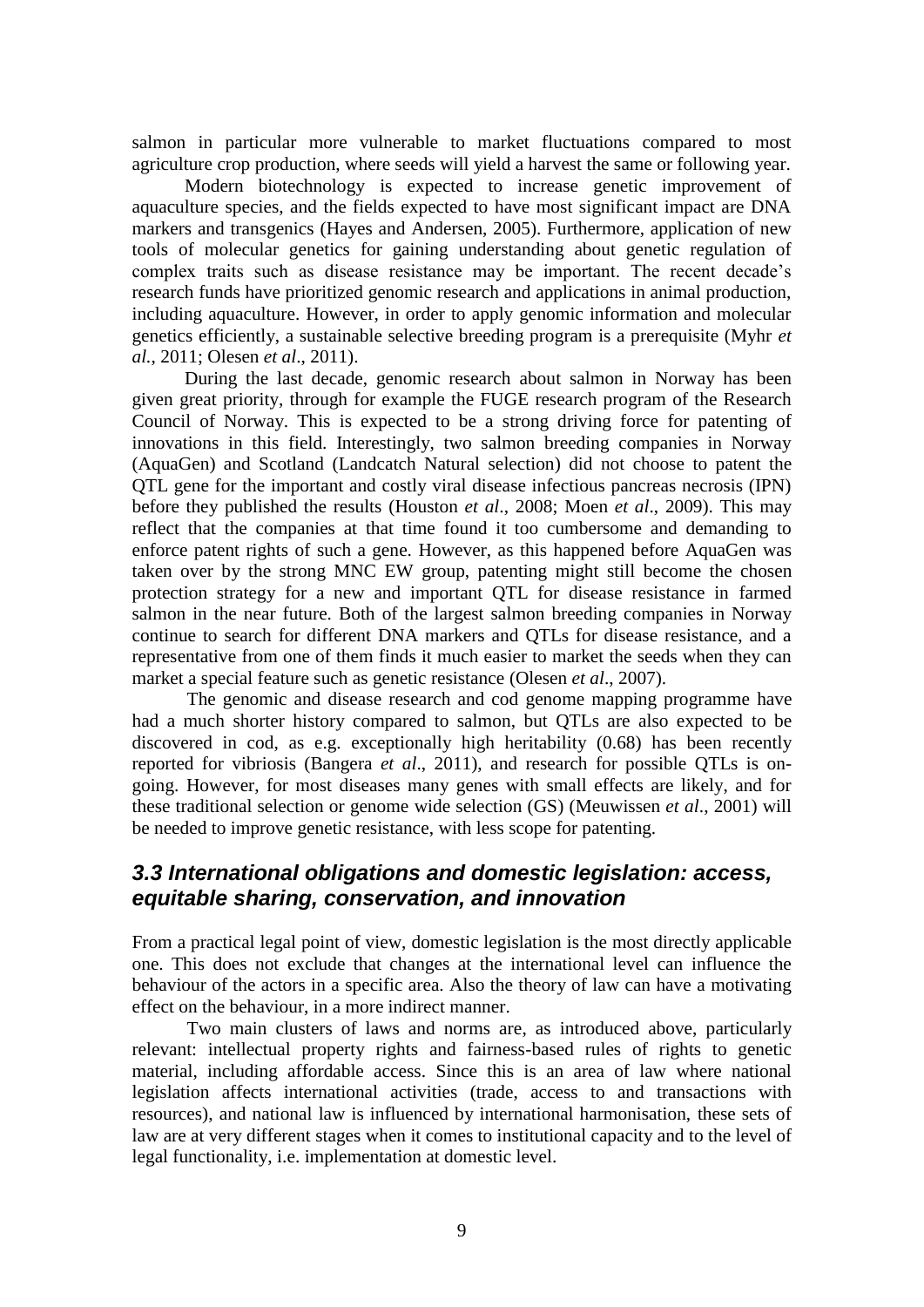salmon in particular more vulnerable to market fluctuations compared to most agriculture crop production, where seeds will yield a harvest the same or following year.

Modern biotechnology is expected to increase genetic improvement of aquaculture species, and the fields expected to have most significant impact are DNA markers and transgenics (Hayes and Andersen, 2005). Furthermore, application of new tools of molecular genetics for gaining understanding about genetic regulation of complex traits such as disease resistance may be important. The recent decade's research funds have prioritized genomic research and applications in animal production, including aquaculture. However, in order to apply genomic information and molecular genetics efficiently, a sustainable selective breeding program is a prerequisite (Myhr *et al*., 2011; Olesen *et al*., 2011).

During the last decade, genomic research about salmon in Norway has been given great priority, through for example the FUGE research program of the Research Council of Norway. This is expected to be a strong driving force for patenting of innovations in this field. Interestingly, two salmon breeding companies in Norway (AquaGen) and Scotland (Landcatch Natural selection) did not choose to patent the QTL gene for the important and costly viral disease infectious pancreas necrosis (IPN) before they published the results (Houston *et al*., 2008; Moen *et al*., 2009). This may reflect that the companies at that time found it too cumbersome and demanding to enforce patent rights of such a gene. However, as this happened before AquaGen was taken over by the strong MNC EW group, patenting might still become the chosen protection strategy for a new and important QTL for disease resistance in farmed salmon in the near future. Both of the largest salmon breeding companies in Norway continue to search for different DNA markers and QTLs for disease resistance, and a representative from one of them finds it much easier to market the seeds when they can market a special feature such as genetic resistance (Olesen *et al*., 2007).

The genomic and disease research and cod genome mapping programme have had a much shorter history compared to salmon, but QTLs are also expected to be discovered in cod, as e.g. exceptionally high heritability (0.68) has been recently reported for vibriosis (Bangera *et al*., 2011), and research for possible QTLs is on-going. However, for most diseases many genes with small effects are likely, and for these traditional selection or genome wide selection (GS) (Meuwissen *et al*., 2001) will be needed to improve genetic resistance, with less scope for patenting.

### *3.3 International obligations and domestic legislation: access, equitable sharing, conservation, and innovation*

From a practical legal point of view, domestic legislation is the most directly applicable one. This does not exclude that changes at the international level can influence the behaviour of the actors in a specific area. Also the theory of law can have a motivating effect on the behaviour, in a more indirect manner.

Two main clusters of laws and norms are, as introduced above, particularly relevant: intellectual property rights and fairness-based rules of rights to genetic material, including affordable access. Since this is an area of law where national legislation affects international activities (trade, access to and transactions with resources), and national law is influenced by international harmonisation, these sets of law are at very different stages when it comes to institutional capacity and to the level of legal functionality, i.e. implementation at domestic level.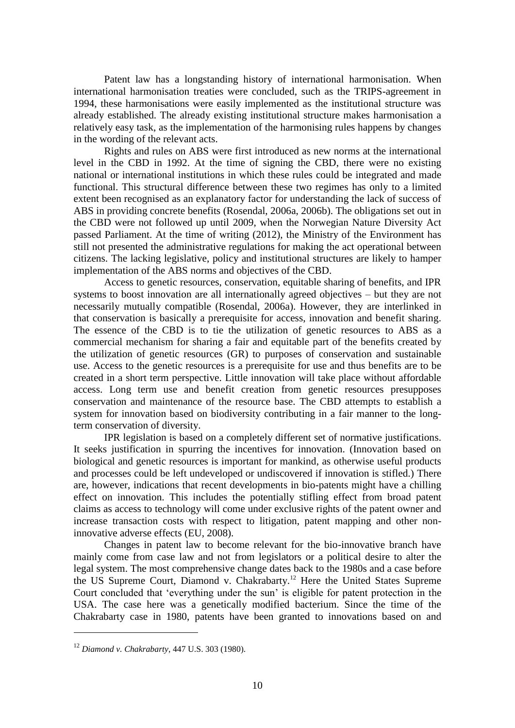Patent law has a longstanding history of international harmonisation. When international harmonisation treaties were concluded, such as the TRIPS-agreement in 1994, these harmonisations were easily implemented as the institutional structure was already established. The already existing institutional structure makes harmonisation a relatively easy task, as the implementation of the harmonising rules happens by changes in the wording of the relevant acts.

Rights and rules on ABS were first introduced as new norms at the international level in the CBD in 1992. At the time of signing the CBD, there were no existing national or international institutions in which these rules could be integrated and made functional. This structural difference between these two regimes has only to a limited extent been recognised as an explanatory factor for understanding the lack of success of ABS in providing concrete benefits (Rosendal, 2006a, 2006b). The obligations set out in the CBD were not followed up until 2009, when the Norwegian Nature Diversity Act passed Parliament. At the time of writing (2012), the Ministry of the Environment has still not presented the administrative regulations for making the act operational between citizens. The lacking legislative, policy and institutional structures are likely to hamper implementation of the ABS norms and objectives of the CBD.

Access to genetic resources, conservation, equitable sharing of benefits, and IPR systems to boost innovation are all internationally agreed objectives – but they are not necessarily mutually compatible (Rosendal, 2006a). However, they are interlinked in that conservation is basically a prerequisite for access, innovation and benefit sharing. The essence of the CBD is to tie the utilization of genetic resources to ABS as a commercial mechanism for sharing a fair and equitable part of the benefits created by the utilization of genetic resources (GR) to purposes of conservation and sustainable use. Access to the genetic resources is a prerequisite for use and thus benefits are to be created in a short term perspective. Little innovation will take place without affordable access. Long term use and benefit creation from genetic resources presupposes conservation and maintenance of the resource base. The CBD attempts to establish a system for innovation based on biodiversity contributing in a fair manner to the long-term conservation of diversity.

IPR legislation is based on a completely different set of normative justifications. It seeks justification in spurring the incentives for innovation. (Innovation based on biological and genetic resources is important for mankind, as otherwise useful products and processes could be left undeveloped or undiscovered if innovation is stifled.) There are, however, indications that recent developments in bio-patents might have a chilling effect on innovation. This includes the potentially stifling effect from broad patent claims as access to technology will come under exclusive rights of the patent owner and increase transaction costs with respect to litigation, patent mapping and other non-innovative adverse effects (EU, 2008).

Changes in patent law to become relevant for the bio-innovative branch have mainly come from case law and not from legislators or a political desire to alter the legal system. The most comprehensive change dates back to the 1980s and a case before the US Supreme Court, Diamond v. Chakrabarty.[12] Here the United States Supreme Court concluded that 'everything under the sun' is eligible for patent protection in the USA. The case here was a genetically modified bacterium. Since the time of the Chakrabarty case in 1980, patents have been granted to innovations based on and

---

[12] *Diamond v. Chakrabarty*, 447 U.S. 303 (1980).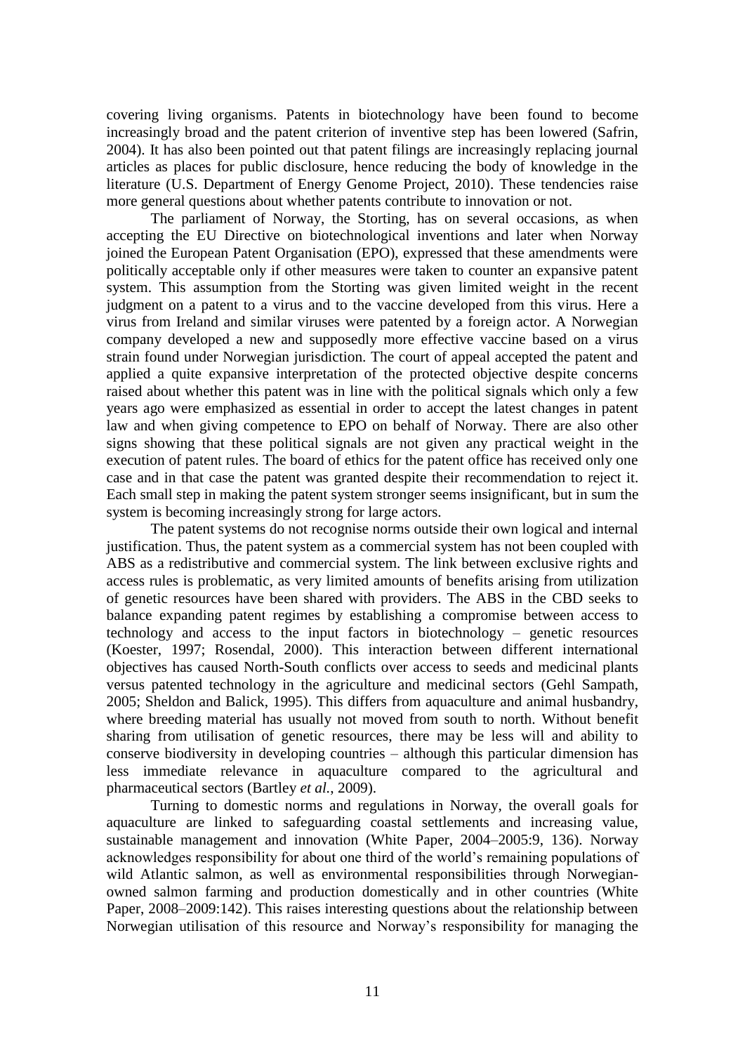covering living organisms. Patents in biotechnology have been found to become increasingly broad and the patent criterion of inventive step has been lowered (Safrin, 2004). It has also been pointed out that patent filings are increasingly replacing journal articles as places for public disclosure, hence reducing the body of knowledge in the literature (U.S. Department of Energy Genome Project, 2010). These tendencies raise more general questions about whether patents contribute to innovation or not.

The parliament of Norway, the Storting, has on several occasions, as when accepting the EU Directive on biotechnological inventions and later when Norway joined the European Patent Organisation (EPO), expressed that these amendments were politically acceptable only if other measures were taken to counter an expansive patent system. This assumption from the Storting was given limited weight in the recent judgment on a patent to a virus and to the vaccine developed from this virus. Here a virus from Ireland and similar viruses were patented by a foreign actor. A Norwegian company developed a new and supposedly more effective vaccine based on a virus strain found under Norwegian jurisdiction. The court of appeal accepted the patent and applied a quite expansive interpretation of the protected objective despite concerns raised about whether this patent was in line with the political signals which only a few years ago were emphasized as essential in order to accept the latest changes in patent law and when giving competence to EPO on behalf of Norway. There are also other signs showing that these political signals are not given any practical weight in the execution of patent rules. The board of ethics for the patent office has received only one case and in that case the patent was granted despite their recommendation to reject it. Each small step in making the patent system stronger seems insignificant, but in sum the system is becoming increasingly strong for large actors.

The patent systems do not recognise norms outside their own logical and internal justification. Thus, the patent system as a commercial system has not been coupled with ABS as a redistributive and commercial system. The link between exclusive rights and access rules is problematic, as very limited amounts of benefits arising from utilization of genetic resources have been shared with providers. The ABS in the CBD seeks to balance expanding patent regimes by establishing a compromise between access to technology and access to the input factors in biotechnology – genetic resources (Koester, 1997; Rosendal, 2000). This interaction between different international objectives has caused North-South conflicts over access to seeds and medicinal plants versus patented technology in the agriculture and medicinal sectors (Gehl Sampath, 2005; Sheldon and Balick, 1995). This differs from aquaculture and animal husbandry, where breeding material has usually not moved from south to north. Without benefit sharing from utilisation of genetic resources, there may be less will and ability to conserve biodiversity in developing countries – although this particular dimension has less immediate relevance in aquaculture compared to the agricultural and pharmaceutical sectors (Bartley *et al.*, 2009).

Turning to domestic norms and regulations in Norway, the overall goals for aquaculture are linked to safeguarding coastal settlements and increasing value, sustainable management and innovation (White Paper, 2004–2005:9, 136). Norway acknowledges responsibility for about one third of the world's remaining populations of wild Atlantic salmon, as well as environmental responsibilities through Norwegian-owned salmon farming and production domestically and in other countries (White Paper, 2008–2009:142). This raises interesting questions about the relationship between Norwegian utilisation of this resource and Norway's responsibility for managing the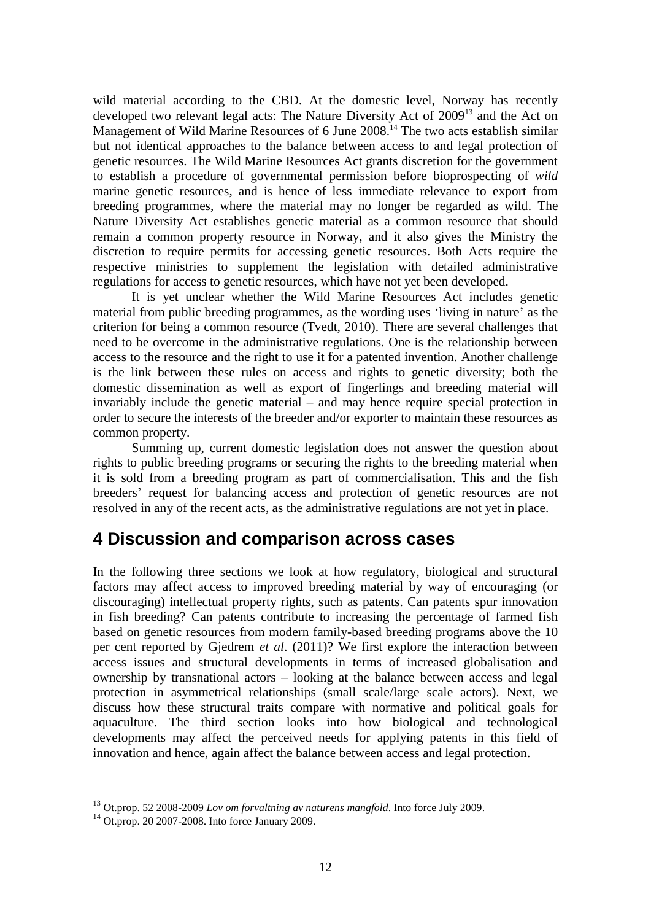wild material according to the CBD. At the domestic level, Norway has recently developed two relevant legal acts: The Nature Diversity Act of 2009[13] and the Act on Management of Wild Marine Resources of 6 June 2008.[14] The two acts establish similar but not identical approaches to the balance between access to and legal protection of genetic resources. The Wild Marine Resources Act grants discretion for the government to establish a procedure of governmental permission before bioprospecting of *wild* marine genetic resources, and is hence of less immediate relevance to export from breeding programmes, where the material may no longer be regarded as wild. The Nature Diversity Act establishes genetic material as a common resource that should remain a common property resource in Norway, and it also gives the Ministry the discretion to require permits for accessing genetic resources. Both Acts require the respective ministries to supplement the legislation with detailed administrative regulations for access to genetic resources, which have not yet been developed.

It is yet unclear whether the Wild Marine Resources Act includes genetic material from public breeding programmes, as the wording uses 'living in nature' as the criterion for being a common resource (Tvedt, 2010). There are several challenges that need to be overcome in the administrative regulations. One is the relationship between access to the resource and the right to use it for a patented invention. Another challenge is the link between these rules on access and rights to genetic diversity; both the domestic dissemination as well as export of fingerlings and breeding material will invariably include the genetic material – and may hence require special protection in order to secure the interests of the breeder and/or exporter to maintain these resources as common property.

Summing up, current domestic legislation does not answer the question about rights to public breeding programs or securing the rights to the breeding material when it is sold from a breeding program as part of commercialisation. This and the fish breeders' request for balancing access and protection of genetic resources are not resolved in any of the recent acts, as the administrative regulations are not yet in place.

## 4 Discussion and comparison across cases

In the following three sections we look at how regulatory, biological and structural factors may affect access to improved breeding material by way of encouraging (or discouraging) intellectual property rights, such as patents. Can patents spur innovation in fish breeding? Can patents contribute to increasing the percentage of farmed fish based on genetic resources from modern family-based breeding programs above the 10 per cent reported by Gjedrem *et al*. (2011)? We first explore the interaction between access issues and structural developments in terms of increased globalisation and ownership by transnational actors – looking at the balance between access and legal protection in asymmetrical relationships (small scale/large scale actors). Next, we discuss how these structural traits compare with normative and political goals for aquaculture. The third section looks into how biological and technological developments may affect the perceived needs for applying patents in this field of innovation and hence, again affect the balance between access and legal protection.

[13] Ot.prop. 52 2008-2009 *Lov om forvaltning av naturens mangfold*. Into force July 2009.

[14] Ot.prop. 20 2007-2008. Into force January 2009.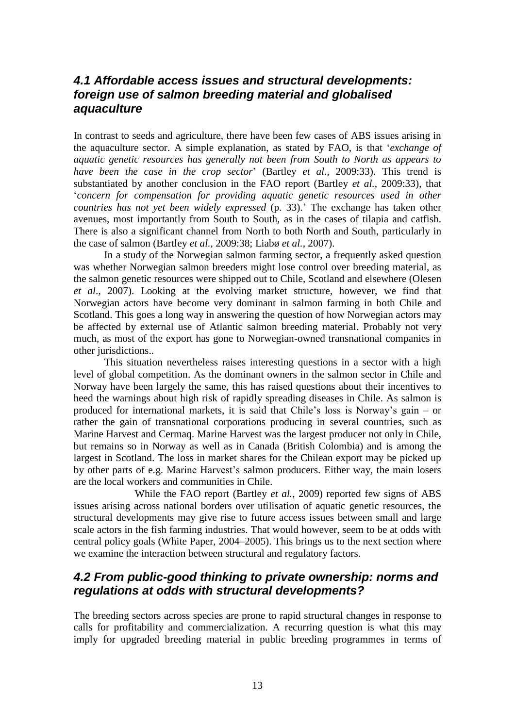## *4.1 Affordable access issues and structural developments: foreign use of salmon breeding material and globalised aquaculture*

In contrast to seeds and agriculture, there have been few cases of ABS issues arising in the aquaculture sector. A simple explanation, as stated by FAO, is that '*exchange of aquatic genetic resources has generally not been from South to North as appears to have been the case in the crop sector*' (Bartley *et al.*, 2009:33). This trend is substantiated by another conclusion in the FAO report (Bartley *et al.*, 2009:33), that '*concern for compensation for providing aquatic genetic resources used in other countries has not yet been widely expressed* (p. 33).' The exchange has taken other avenues, most importantly from South to South, as in the cases of tilapia and catfish. There is also a significant channel from North to both North and South, particularly in the case of salmon (Bartley *et al.*, 2009:38; Liabø *et al.*, 2007).

In a study of the Norwegian salmon farming sector, a frequently asked question was whether Norwegian salmon breeders might lose control over breeding material, as the salmon genetic resources were shipped out to Chile, Scotland and elsewhere (Olesen *et al*., 2007). Looking at the evolving market structure, however, we find that Norwegian actors have become very dominant in salmon farming in both Chile and Scotland. This goes a long way in answering the question of how Norwegian actors may be affected by external use of Atlantic salmon breeding material. Probably not very much, as most of the export has gone to Norwegian-owned transnational companies in other jurisdictions..

This situation nevertheless raises interesting questions in a sector with a high level of global competition. As the dominant owners in the salmon sector in Chile and Norway have been largely the same, this has raised questions about their incentives to heed the warnings about high risk of rapidly spreading diseases in Chile. As salmon is produced for international markets, it is said that Chile's loss is Norway's gain – or rather the gain of transnational corporations producing in several countries, such as Marine Harvest and Cermaq. Marine Harvest was the largest producer not only in Chile, but remains so in Norway as well as in Canada (British Colombia) and is among the largest in Scotland. The loss in market shares for the Chilean export may be picked up by other parts of e.g. Marine Harvest's salmon producers. Either way, the main losers are the local workers and communities in Chile.

While the FAO report (Bartley *et al.*, 2009) reported few signs of ABS issues arising across national borders over utilisation of aquatic genetic resources, the structural developments may give rise to future access issues between small and large scale actors in the fish farming industries. That would however, seem to be at odds with central policy goals (White Paper, 2004–2005). This brings us to the next section where we examine the interaction between structural and regulatory factors.

## *4.2 From public-good thinking to private ownership: norms and regulations at odds with structural developments?*

The breeding sectors across species are prone to rapid structural changes in response to calls for profitability and commercialization. A recurring question is what this may imply for upgraded breeding material in public breeding programmes in terms of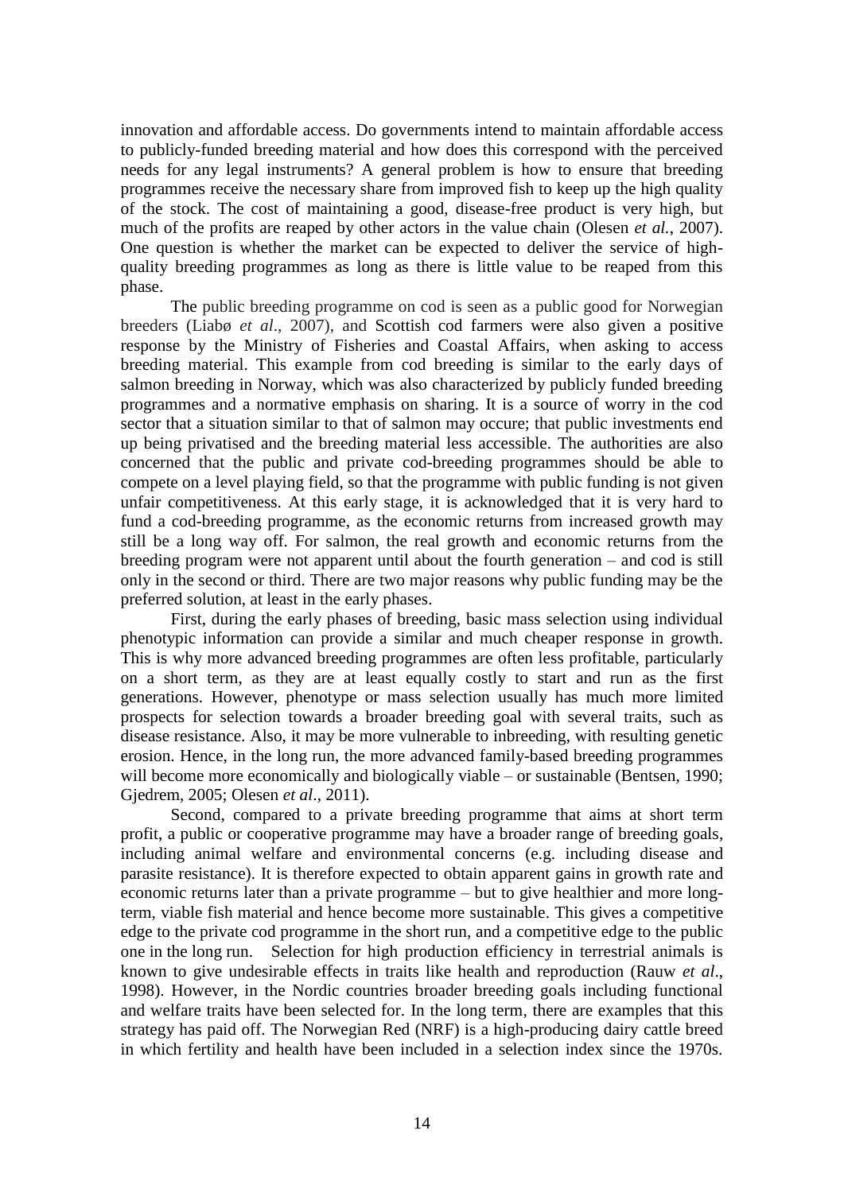innovation and affordable access. Do governments intend to maintain affordable access to publicly-funded breeding material and how does this correspond with the perceived needs for any legal instruments? A general problem is how to ensure that breeding programmes receive the necessary share from improved fish to keep up the high quality of the stock. The cost of maintaining a good, disease-free product is very high, but much of the profits are reaped by other actors in the value chain (Olesen *et al.*, 2007). One question is whether the market can be expected to deliver the service of high-quality breeding programmes as long as there is little value to be reaped from this phase.

The public breeding programme on cod is seen as a public good for Norwegian breeders (Liabø *et al*., 2007), and Scottish cod farmers were also given a positive response by the Ministry of Fisheries and Coastal Affairs, when asking to access breeding material. This example from cod breeding is similar to the early days of salmon breeding in Norway, which was also characterized by publicly funded breeding programmes and a normative emphasis on sharing. It is a source of worry in the cod sector that a situation similar to that of salmon may occure; that public investments end up being privatised and the breeding material less accessible. The authorities are also concerned that the public and private cod-breeding programmes should be able to compete on a level playing field, so that the programme with public funding is not given unfair competitiveness. At this early stage, it is acknowledged that it is very hard to fund a cod-breeding programme, as the economic returns from increased growth may still be a long way off. For salmon, the real growth and economic returns from the breeding program were not apparent until about the fourth generation – and cod is still only in the second or third. There are two major reasons why public funding may be the preferred solution, at least in the early phases.

First, during the early phases of breeding, basic mass selection using individual phenotypic information can provide a similar and much cheaper response in growth. This is why more advanced breeding programmes are often less profitable, particularly on a short term, as they are at least equally costly to start and run as the first generations. However, phenotype or mass selection usually has much more limited prospects for selection towards a broader breeding goal with several traits, such as disease resistance. Also, it may be more vulnerable to inbreeding, with resulting genetic erosion. Hence, in the long run, the more advanced family-based breeding programmes will become more economically and biologically viable – or sustainable (Bentsen, 1990; Gjedrem, 2005; Olesen *et al*., 2011).

Second, compared to a private breeding programme that aims at short term profit, a public or cooperative programme may have a broader range of breeding goals, including animal welfare and environmental concerns (e.g. including disease and parasite resistance). It is therefore expected to obtain apparent gains in growth rate and economic returns later than a private programme – but to give healthier and more long-term, viable fish material and hence become more sustainable. This gives a competitive edge to the private cod programme in the short run, and a competitive edge to the public one in the long run. Selection for high production efficiency in terrestrial animals is known to give undesirable effects in traits like health and reproduction (Rauw *et al*., 1998). However, in the Nordic countries broader breeding goals including functional and welfare traits have been selected for. In the long term, there are examples that this strategy has paid off. The Norwegian Red (NRF) is a high-producing dairy cattle breed in which fertility and health have been included in a selection index since the 1970s.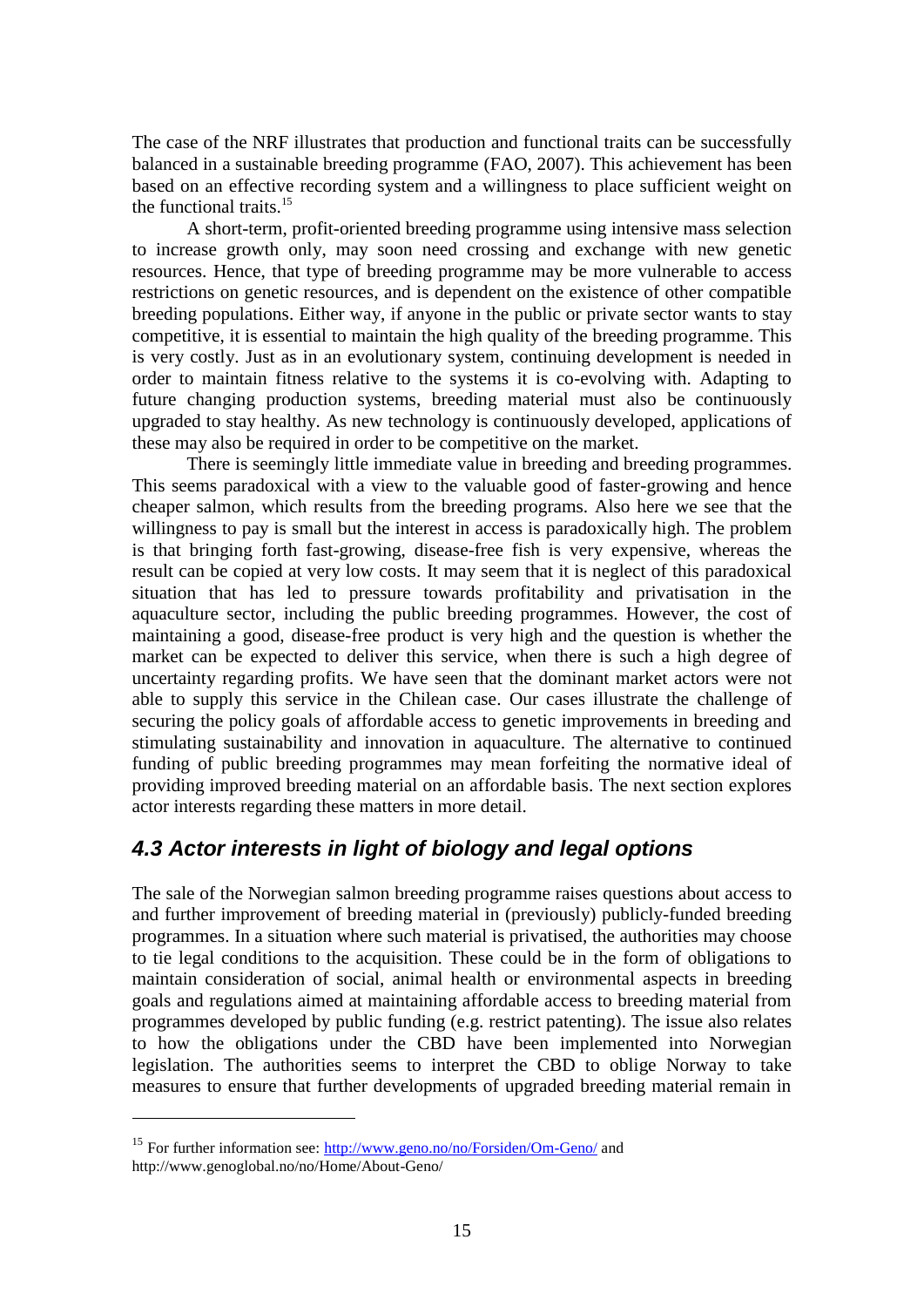The case of the NRF illustrates that production and functional traits can be successfully balanced in a sustainable breeding programme (FAO, 2007). This achievement has been based on an effective recording system and a willingness to place sufficient weight on the functional traits.[15]

A short-term, profit-oriented breeding programme using intensive mass selection to increase growth only, may soon need crossing and exchange with new genetic resources. Hence, that type of breeding programme may be more vulnerable to access restrictions on genetic resources, and is dependent on the existence of other compatible breeding populations. Either way, if anyone in the public or private sector wants to stay competitive, it is essential to maintain the high quality of the breeding programme. This is very costly. Just as in an evolutionary system, continuing development is needed in order to maintain fitness relative to the systems it is co-evolving with. Adapting to future changing production systems, breeding material must also be continuously upgraded to stay healthy. As new technology is continuously developed, applications of these may also be required in order to be competitive on the market.

There is seemingly little immediate value in breeding and breeding programmes. This seems paradoxical with a view to the valuable good of faster-growing and hence cheaper salmon, which results from the breeding programs. Also here we see that the willingness to pay is small but the interest in access is paradoxically high. The problem is that bringing forth fast-growing, disease-free fish is very expensive, whereas the result can be copied at very low costs. It may seem that it is neglect of this paradoxical situation that has led to pressure towards profitability and privatisation in the aquaculture sector, including the public breeding programmes. However, the cost of maintaining a good, disease-free product is very high and the question is whether the market can be expected to deliver this service, when there is such a high degree of uncertainty regarding profits. We have seen that the dominant market actors were not able to supply this service in the Chilean case. Our cases illustrate the challenge of securing the policy goals of affordable access to genetic improvements in breeding and stimulating sustainability and innovation in aquaculture. The alternative to continued funding of public breeding programmes may mean forfeiting the normative ideal of providing improved breeding material on an affordable basis. The next section explores actor interests regarding these matters in more detail.

## *4.3 Actor interests in light of biology and legal options*

The sale of the Norwegian salmon breeding programme raises questions about access to and further improvement of breeding material in (previously) publicly-funded breeding programmes. In a situation where such material is privatised, the authorities may choose to tie legal conditions to the acquisition. These could be in the form of obligations to maintain consideration of social, animal health or environmental aspects in breeding goals and regulations aimed at maintaining affordable access to breeding material from programmes developed by public funding (e.g. restrict patenting). The issue also relates to how the obligations under the CBD have been implemented into Norwegian legislation. The authorities seems to interpret the CBD to oblige Norway to take measures to ensure that further developments of upgraded breeding material remain in

---

[15] For further information see: http://www.geno.no/no/Forsiden/Om-Geno/ and http://www.genoglobal.no/no/Home/About-Geno/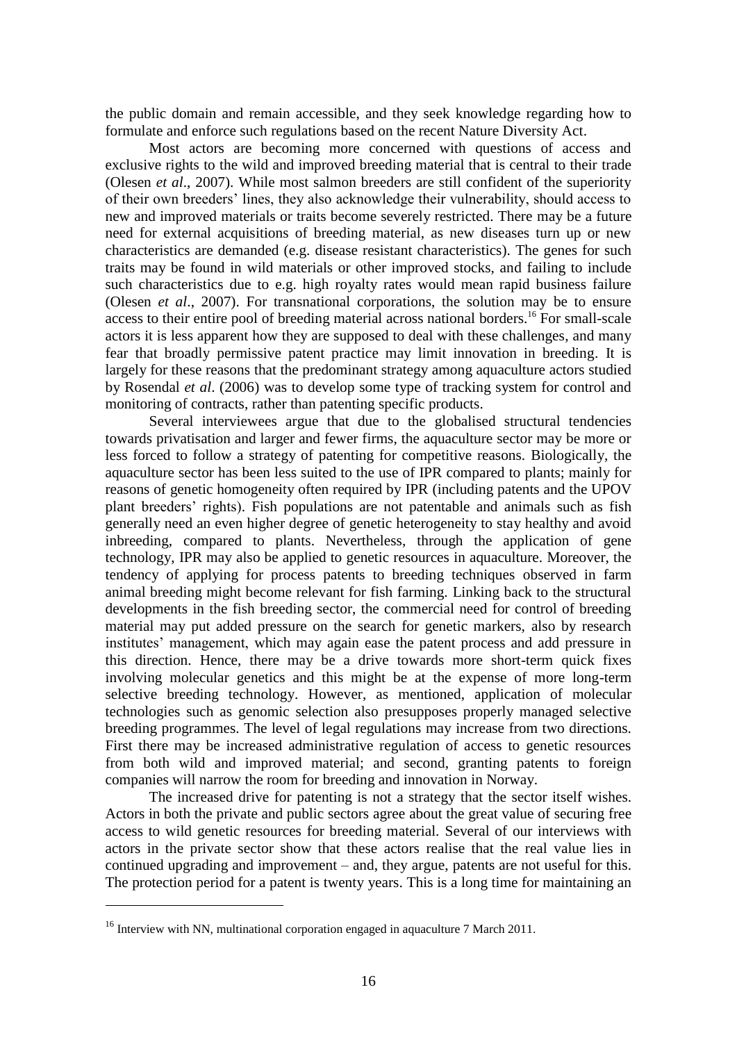the public domain and remain accessible, and they seek knowledge regarding how to formulate and enforce such regulations based on the recent Nature Diversity Act.

Most actors are becoming more concerned with questions of access and exclusive rights to the wild and improved breeding material that is central to their trade (Olesen *et al*., 2007). While most salmon breeders are still confident of the superiority of their own breeders' lines, they also acknowledge their vulnerability, should access to new and improved materials or traits become severely restricted. There may be a future need for external acquisitions of breeding material, as new diseases turn up or new characteristics are demanded (e.g. disease resistant characteristics). The genes for such traits may be found in wild materials or other improved stocks, and failing to include such characteristics due to e.g. high royalty rates would mean rapid business failure (Olesen *et al*., 2007). For transnational corporations, the solution may be to ensure access to their entire pool of breeding material across national borders.[16] For small-scale actors it is less apparent how they are supposed to deal with these challenges, and many fear that broadly permissive patent practice may limit innovation in breeding. It is largely for these reasons that the predominant strategy among aquaculture actors studied by Rosendal *et al*. (2006) was to develop some type of tracking system for control and monitoring of contracts, rather than patenting specific products.

Several interviewees argue that due to the globalised structural tendencies towards privatisation and larger and fewer firms, the aquaculture sector may be more or less forced to follow a strategy of patenting for competitive reasons. Biologically, the aquaculture sector has been less suited to the use of IPR compared to plants; mainly for reasons of genetic homogeneity often required by IPR (including patents and the UPOV plant breeders' rights). Fish populations are not patentable and animals such as fish generally need an even higher degree of genetic heterogeneity to stay healthy and avoid inbreeding, compared to plants. Nevertheless, through the application of gene technology, IPR may also be applied to genetic resources in aquaculture. Moreover, the tendency of applying for process patents to breeding techniques observed in farm animal breeding might become relevant for fish farming. Linking back to the structural developments in the fish breeding sector, the commercial need for control of breeding material may put added pressure on the search for genetic markers, also by research institutes' management, which may again ease the patent process and add pressure in this direction. Hence, there may be a drive towards more short-term quick fixes involving molecular genetics and this might be at the expense of more long-term selective breeding technology. However, as mentioned, application of molecular technologies such as genomic selection also presupposes properly managed selective breeding programmes. The level of legal regulations may increase from two directions. First there may be increased administrative regulation of access to genetic resources from both wild and improved material; and second, granting patents to foreign companies will narrow the room for breeding and innovation in Norway.

The increased drive for patenting is not a strategy that the sector itself wishes. Actors in both the private and public sectors agree about the great value of securing free access to wild genetic resources for breeding material. Several of our interviews with actors in the private sector show that these actors realise that the real value lies in continued upgrading and improvement – and, they argue, patents are not useful for this. The protection period for a patent is twenty years. This is a long time for maintaining an

---

[16] Interview with NN, multinational corporation engaged in aquaculture 7 March 2011.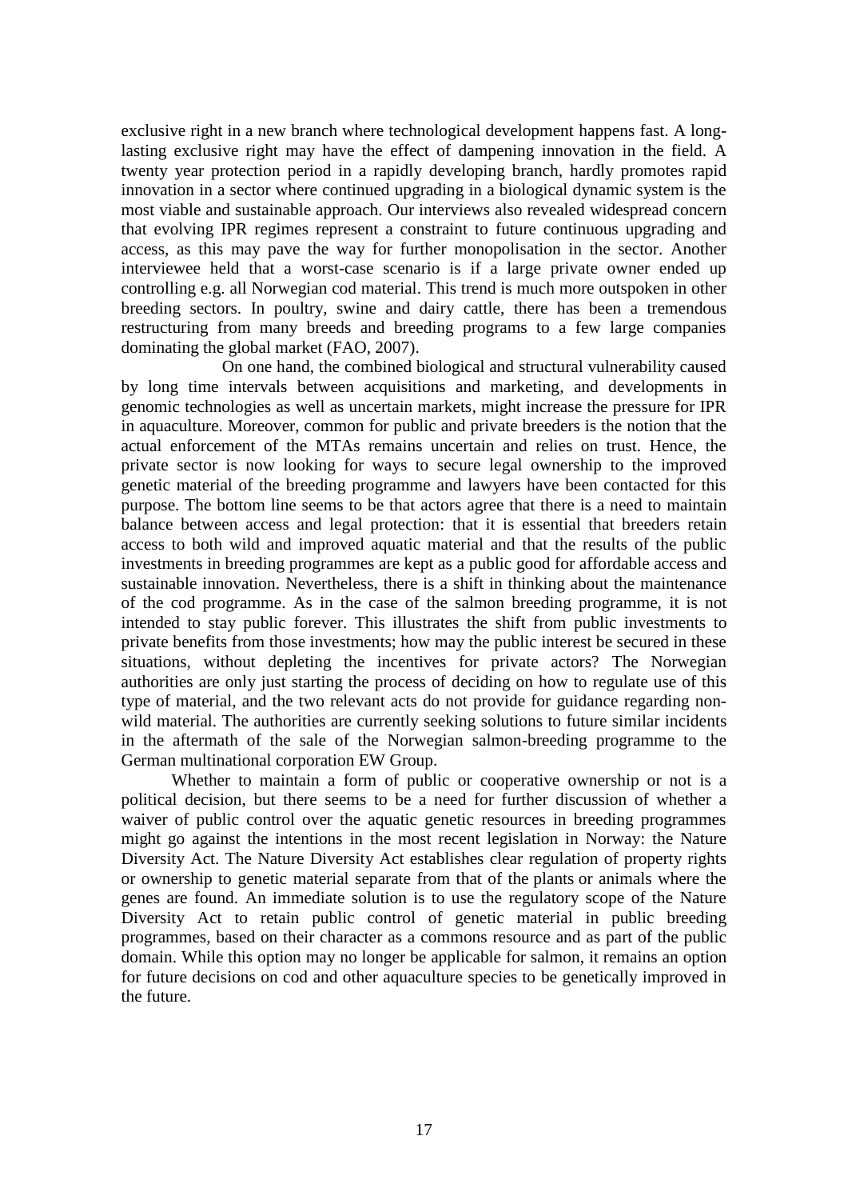exclusive right in a new branch where technological development happens fast. A long-lasting exclusive right may have the effect of dampening innovation in the field. A twenty year protection period in a rapidly developing branch, hardly promotes rapid innovation in a sector where continued upgrading in a biological dynamic system is the most viable and sustainable approach. Our interviews also revealed widespread concern that evolving IPR regimes represent a constraint to future continuous upgrading and access, as this may pave the way for further monopolisation in the sector. Another interviewee held that a worst-case scenario is if a large private owner ended up controlling e.g. all Norwegian cod material. This trend is much more outspoken in other breeding sectors. In poultry, swine and dairy cattle, there has been a tremendous restructuring from many breeds and breeding programs to a few large companies dominating the global market (FAO, 2007).

On one hand, the combined biological and structural vulnerability caused by long time intervals between acquisitions and marketing, and developments in genomic technologies as well as uncertain markets, might increase the pressure for IPR in aquaculture. Moreover, common for public and private breeders is the notion that the actual enforcement of the MTAs remains uncertain and relies on trust. Hence, the private sector is now looking for ways to secure legal ownership to the improved genetic material of the breeding programme and lawyers have been contacted for this purpose. The bottom line seems to be that actors agree that there is a need to maintain balance between access and legal protection: that it is essential that breeders retain access to both wild and improved aquatic material and that the results of the public investments in breeding programmes are kept as a public good for affordable access and sustainable innovation. Nevertheless, there is a shift in thinking about the maintenance of the cod programme. As in the case of the salmon breeding programme, it is not intended to stay public forever. This illustrates the shift from public investments to private benefits from those investments; how may the public interest be secured in these situations, without depleting the incentives for private actors? The Norwegian authorities are only just starting the process of deciding on how to regulate use of this type of material, and the two relevant acts do not provide for guidance regarding non-wild material. The authorities are currently seeking solutions to future similar incidents in the aftermath of the sale of the Norwegian salmon-breeding programme to the German multinational corporation EW Group.

Whether to maintain a form of public or cooperative ownership or not is a political decision, but there seems to be a need for further discussion of whether a waiver of public control over the aquatic genetic resources in breeding programmes might go against the intentions in the most recent legislation in Norway: the Nature Diversity Act. The Nature Diversity Act establishes clear regulation of property rights or ownership to genetic material separate from that of the plants or animals where the genes are found. An immediate solution is to use the regulatory scope of the Nature Diversity Act to retain public control of genetic material in public breeding programmes, based on their character as a commons resource and as part of the public domain. While this option may no longer be applicable for salmon, it remains an option for future decisions on cod and other aquaculture species to be genetically improved in the future.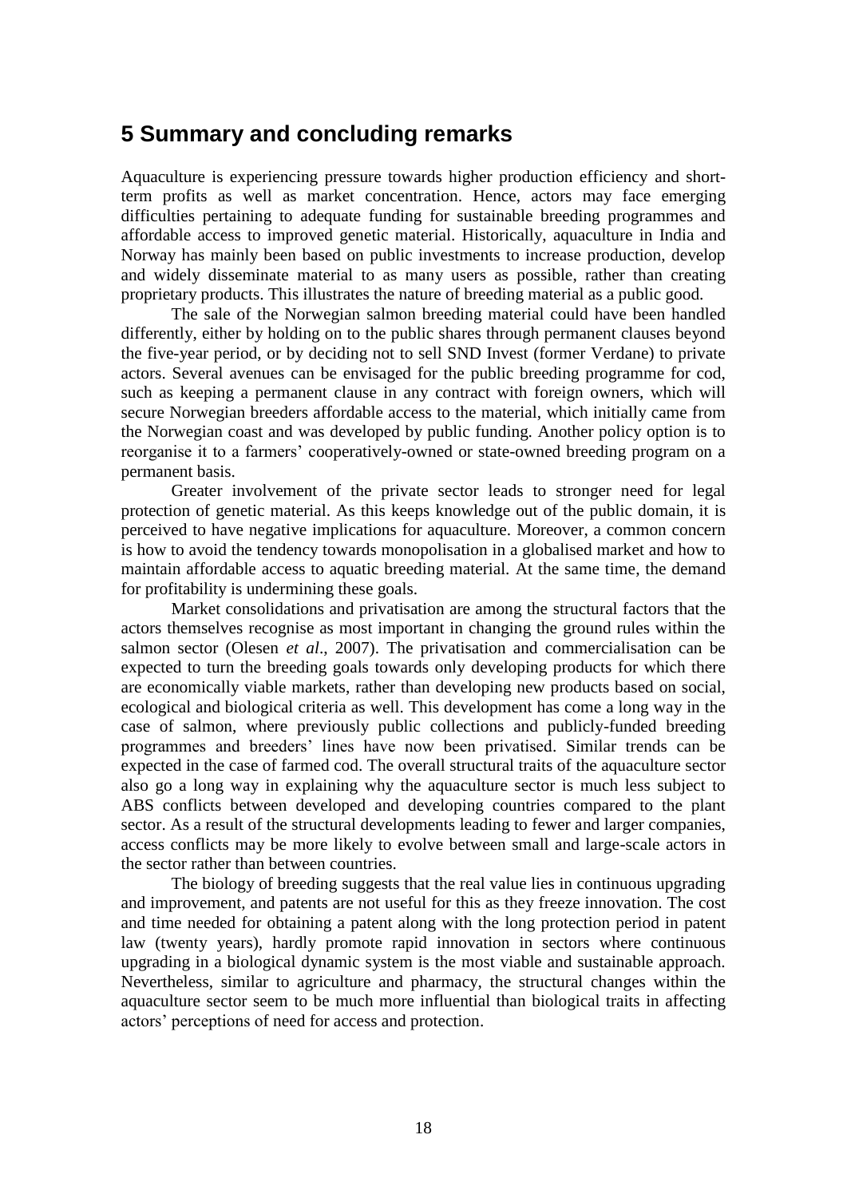# 5 Summary and concluding remarks

Aquaculture is experiencing pressure towards higher production efficiency and short-term profits as well as market concentration. Hence, actors may face emerging difficulties pertaining to adequate funding for sustainable breeding programmes and affordable access to improved genetic material. Historically, aquaculture in India and Norway has mainly been based on public investments to increase production, develop and widely disseminate material to as many users as possible, rather than creating proprietary products. This illustrates the nature of breeding material as a public good.

The sale of the Norwegian salmon breeding material could have been handled differently, either by holding on to the public shares through permanent clauses beyond the five-year period, or by deciding not to sell SND Invest (former Verdane) to private actors. Several avenues can be envisaged for the public breeding programme for cod, such as keeping a permanent clause in any contract with foreign owners, which will secure Norwegian breeders affordable access to the material, which initially came from the Norwegian coast and was developed by public funding. Another policy option is to reorganise it to a farmers' cooperatively-owned or state-owned breeding program on a permanent basis.

Greater involvement of the private sector leads to stronger need for legal protection of genetic material. As this keeps knowledge out of the public domain, it is perceived to have negative implications for aquaculture. Moreover, a common concern is how to avoid the tendency towards monopolisation in a globalised market and how to maintain affordable access to aquatic breeding material. At the same time, the demand for profitability is undermining these goals.

Market consolidations and privatisation are among the structural factors that the actors themselves recognise as most important in changing the ground rules within the salmon sector (Olesen *et al*., 2007). The privatisation and commercialisation can be expected to turn the breeding goals towards only developing products for which there are economically viable markets, rather than developing new products based on social, ecological and biological criteria as well. This development has come a long way in the case of salmon, where previously public collections and publicly-funded breeding programmes and breeders' lines have now been privatised. Similar trends can be expected in the case of farmed cod. The overall structural traits of the aquaculture sector also go a long way in explaining why the aquaculture sector is much less subject to ABS conflicts between developed and developing countries compared to the plant sector. As a result of the structural developments leading to fewer and larger companies, access conflicts may be more likely to evolve between small and large-scale actors in the sector rather than between countries.

The biology of breeding suggests that the real value lies in continuous upgrading and improvement, and patents are not useful for this as they freeze innovation. The cost and time needed for obtaining a patent along with the long protection period in patent law (twenty years), hardly promote rapid innovation in sectors where continuous upgrading in a biological dynamic system is the most viable and sustainable approach. Nevertheless, similar to agriculture and pharmacy, the structural changes within the aquaculture sector seem to be much more influential than biological traits in affecting actors' perceptions of need for access and protection.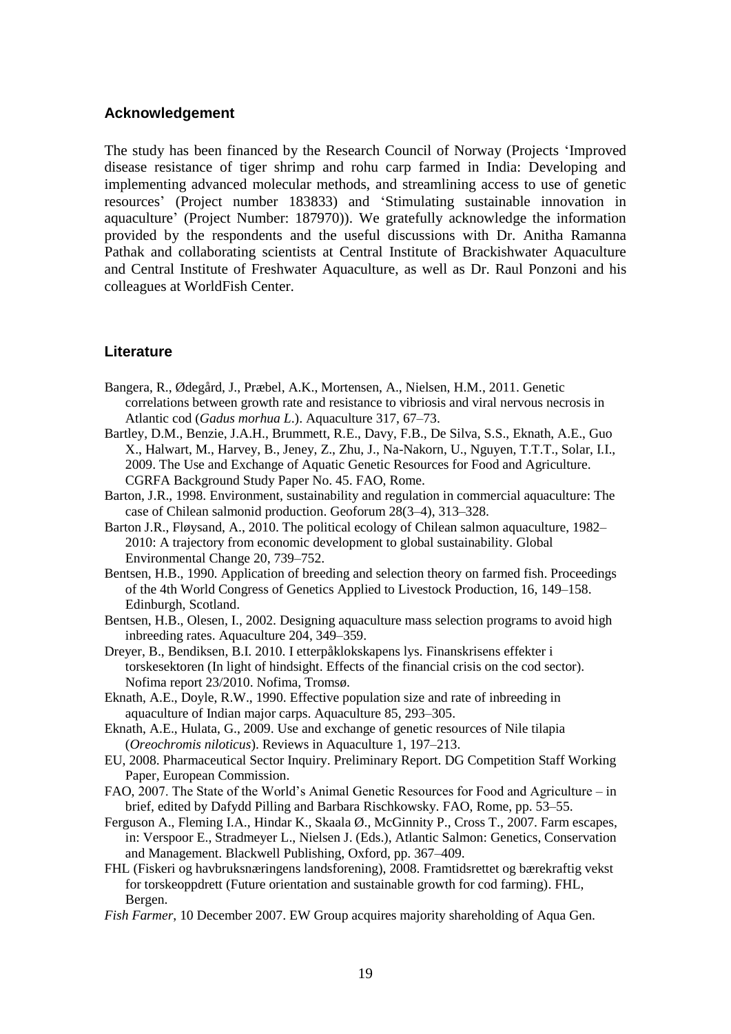## Acknowledgement

The study has been financed by the Research Council of Norway (Projects 'Improved disease resistance of tiger shrimp and rohu carp farmed in India: Developing and implementing advanced molecular methods, and streamlining access to use of genetic resources' (Project number 183833) and 'Stimulating sustainable innovation in aquaculture' (Project Number: 187970)). We gratefully acknowledge the information provided by the respondents and the useful discussions with Dr. Anitha Ramanna Pathak and collaborating scientists at Central Institute of Brackishwater Aquaculture and Central Institute of Freshwater Aquaculture, as well as Dr. Raul Ponzoni and his colleagues at WorldFish Center.

## Literature

Bangera, R., Ødegård, J., Præbel, A.K., Mortensen, A., Nielsen, H.M., 2011. Genetic correlations between growth rate and resistance to vibriosis and viral nervous necrosis in Atlantic cod (*Gadus morhua L*.). Aquaculture 317, 67–73.

Bartley, D.M., Benzie, J.A.H., Brummett, R.E., Davy, F.B., De Silva, S.S., Eknath, A.E., Guo X., Halwart, M., Harvey, B., Jeney, Z., Zhu, J., Na-Nakorn, U., Nguyen, T.T.T., Solar, I.I., 2009. The Use and Exchange of Aquatic Genetic Resources for Food and Agriculture. CGRFA Background Study Paper No. 45. FAO, Rome.

Barton, J.R., 1998. Environment, sustainability and regulation in commercial aquaculture: The case of Chilean salmonid production. Geoforum 28(3–4), 313–328.

Barton J.R., Fløysand, A., 2010. The political ecology of Chilean salmon aquaculture, 1982–2010: A trajectory from economic development to global sustainability. Global Environmental Change 20, 739–752.

Bentsen, H.B., 1990. Application of breeding and selection theory on farmed fish. Proceedings of the 4th World Congress of Genetics Applied to Livestock Production, 16, 149–158. Edinburgh, Scotland.

Bentsen, H.B., Olesen, I., 2002. Designing aquaculture mass selection programs to avoid high inbreeding rates. Aquaculture 204, 349–359.

Dreyer, B., Bendiksen, B.I. 2010. I etterpåklokskapens lys. Finanskrisens effekter i torskesektoren (In light of hindsight. Effects of the financial crisis on the cod sector). Nofima report 23/2010. Nofima, Tromsø.

Eknath, A.E., Doyle, R.W., 1990. Effective population size and rate of inbreeding in aquaculture of Indian major carps. Aquaculture 85, 293–305.

Eknath, A.E., Hulata, G., 2009. Use and exchange of genetic resources of Nile tilapia (*Oreochromis niloticus*). Reviews in Aquaculture 1, 197–213.

EU, 2008. Pharmaceutical Sector Inquiry. Preliminary Report. DG Competition Staff Working Paper, European Commission.

FAO, 2007. The State of the World's Animal Genetic Resources for Food and Agriculture – in brief, edited by Dafydd Pilling and Barbara Rischkowsky. FAO, Rome, pp. 53–55.

Ferguson A., Fleming I.A., Hindar K., Skaala Ø., McGinnity P., Cross T., 2007. Farm escapes, in: Verspoor E., Stradmeyer L., Nielsen J. (Eds.), Atlantic Salmon: Genetics, Conservation and Management. Blackwell Publishing, Oxford, pp. 367–409.

FHL (Fiskeri og havbruksnæringens landsforening), 2008. Framtidsrettet og bærekraftig vekst for torskeoppdrett (Future orientation and sustainable growth for cod farming). FHL, Bergen.

*Fish Farmer*, 10 December 2007. EW Group acquires majority shareholding of Aqua Gen.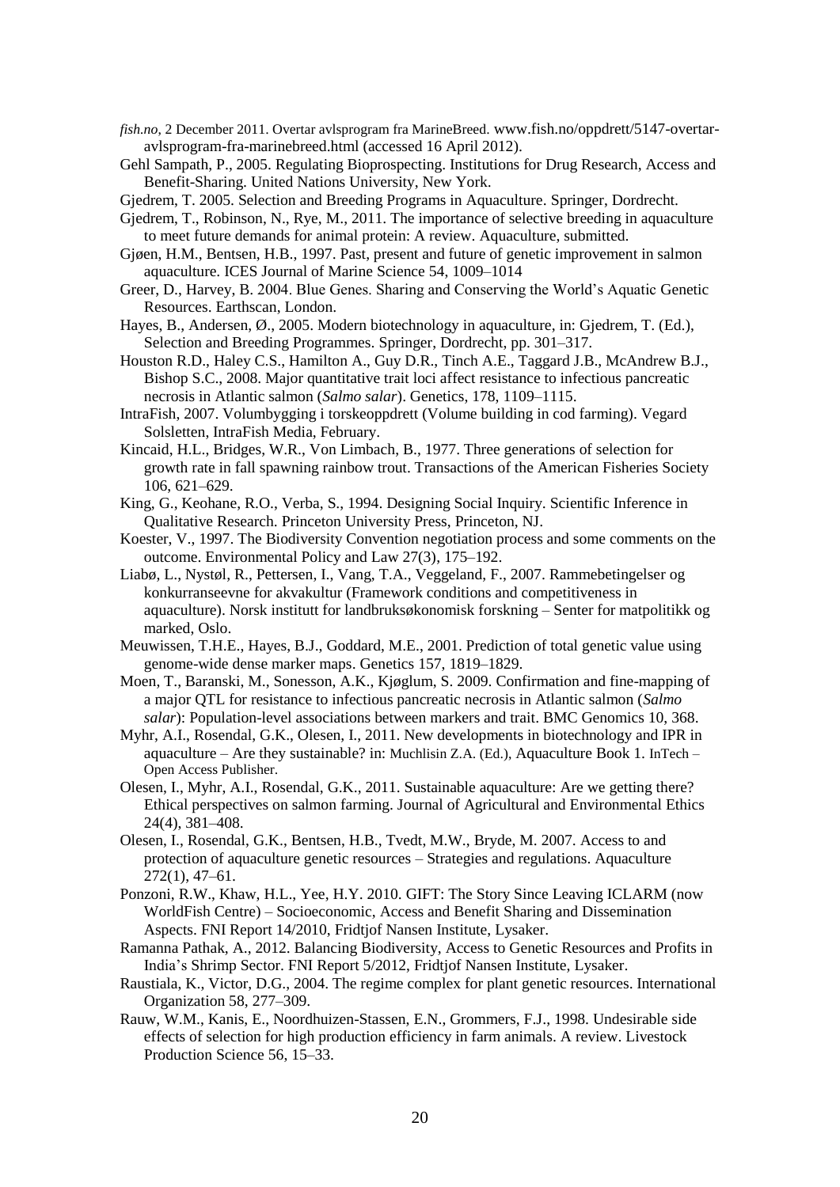*fish.no*, 2 December 2011. Overtar avlsprogram fra MarineBreed. www.fish.no/oppdrett/5147-overtar-avlsprogram-fra-marinebreed.html (accessed 16 April 2012).

Gehl Sampath, P., 2005. Regulating Bioprospecting. Institutions for Drug Research, Access and Benefit-Sharing. United Nations University, New York.

Gjedrem, T. 2005. Selection and Breeding Programs in Aquaculture. Springer, Dordrecht.

Gjedrem, T., Robinson, N., Rye, M., 2011. The importance of selective breeding in aquaculture to meet future demands for animal protein: A review. Aquaculture, submitted.

Gjøen, H.M., Bentsen, H.B., 1997. Past, present and future of genetic improvement in salmon aquaculture. ICES Journal of Marine Science 54, 1009–1014

Greer, D., Harvey, B. 2004. Blue Genes. Sharing and Conserving the World's Aquatic Genetic Resources. Earthscan, London.

Hayes, B., Andersen, Ø., 2005. Modern biotechnology in aquaculture, in: Gjedrem, T. (Ed.), Selection and Breeding Programmes. Springer, Dordrecht, pp. 301–317.

Houston R.D., Haley C.S., Hamilton A., Guy D.R., Tinch A.E., Taggard J.B., McAndrew B.J., Bishop S.C., 2008. Major quantitative trait loci affect resistance to infectious pancreatic necrosis in Atlantic salmon (*Salmo salar*). Genetics, 178, 1109–1115.

IntraFish, 2007. Volumbygging i torskeoppdrett (Volume building in cod farming). Vegard Solsletten, IntraFish Media, February.

Kincaid, H.L., Bridges, W.R., Von Limbach, B., 1977. Three generations of selection for growth rate in fall spawning rainbow trout. Transactions of the American Fisheries Society 106, 621–629.

King, G., Keohane, R.O., Verba, S., 1994. Designing Social Inquiry. Scientific Inference in Qualitative Research. Princeton University Press, Princeton, NJ.

Koester, V., 1997. The Biodiversity Convention negotiation process and some comments on the outcome. Environmental Policy and Law 27(3), 175–192.

Liabø, L., Nystøl, R., Pettersen, I., Vang, T.A., Veggeland, F., 2007. Rammebetingelser og konkurranseevne for akvakultur (Framework conditions and competitiveness in aquaculture). Norsk institutt for landbruksøkonomisk forskning – Senter for matpolitikk og marked, Oslo.

Meuwissen, T.H.E., Hayes, B.J., Goddard, M.E., 2001. Prediction of total genetic value using genome-wide dense marker maps. Genetics 157, 1819–1829.

Moen, T., Baranski, M., Sonesson, A.K., Kjøglum, S. 2009. Confirmation and fine-mapping of a major QTL for resistance to infectious pancreatic necrosis in Atlantic salmon (*Salmo salar*): Population-level associations between markers and trait. BMC Genomics 10, 368.

Myhr, A.I., Rosendal, G.K., Olesen, I., 2011. New developments in biotechnology and IPR in aquaculture – Are they sustainable? in: Muchlisin Z.A. (Ed.), Aquaculture Book 1. InTech – Open Access Publisher.

Olesen, I., Myhr, A.I., Rosendal, G.K., 2011. Sustainable aquaculture: Are we getting there? Ethical perspectives on salmon farming. Journal of Agricultural and Environmental Ethics 24(4), 381–408.

Olesen, I., Rosendal, G.K., Bentsen, H.B., Tvedt, M.W., Bryde, M. 2007. Access to and protection of aquaculture genetic resources – Strategies and regulations. Aquaculture 272(1), 47–61.

Ponzoni, R.W., Khaw, H.L., Yee, H.Y. 2010. GIFT: The Story Since Leaving ICLARM (now WorldFish Centre) – Socioeconomic, Access and Benefit Sharing and Dissemination Aspects. FNI Report 14/2010, Fridtjof Nansen Institute, Lysaker.

Ramanna Pathak, A., 2012. Balancing Biodiversity, Access to Genetic Resources and Profits in India's Shrimp Sector. FNI Report 5/2012, Fridtjof Nansen Institute, Lysaker.

Raustiala, K., Victor, D.G., 2004. The regime complex for plant genetic resources. International Organization 58, 277–309.

Rauw, W.M., Kanis, E., Noordhuizen-Stassen, E.N., Grommers, F.J., 1998. Undesirable side effects of selection for high production efficiency in farm animals. A review. Livestock Production Science 56, 15–33.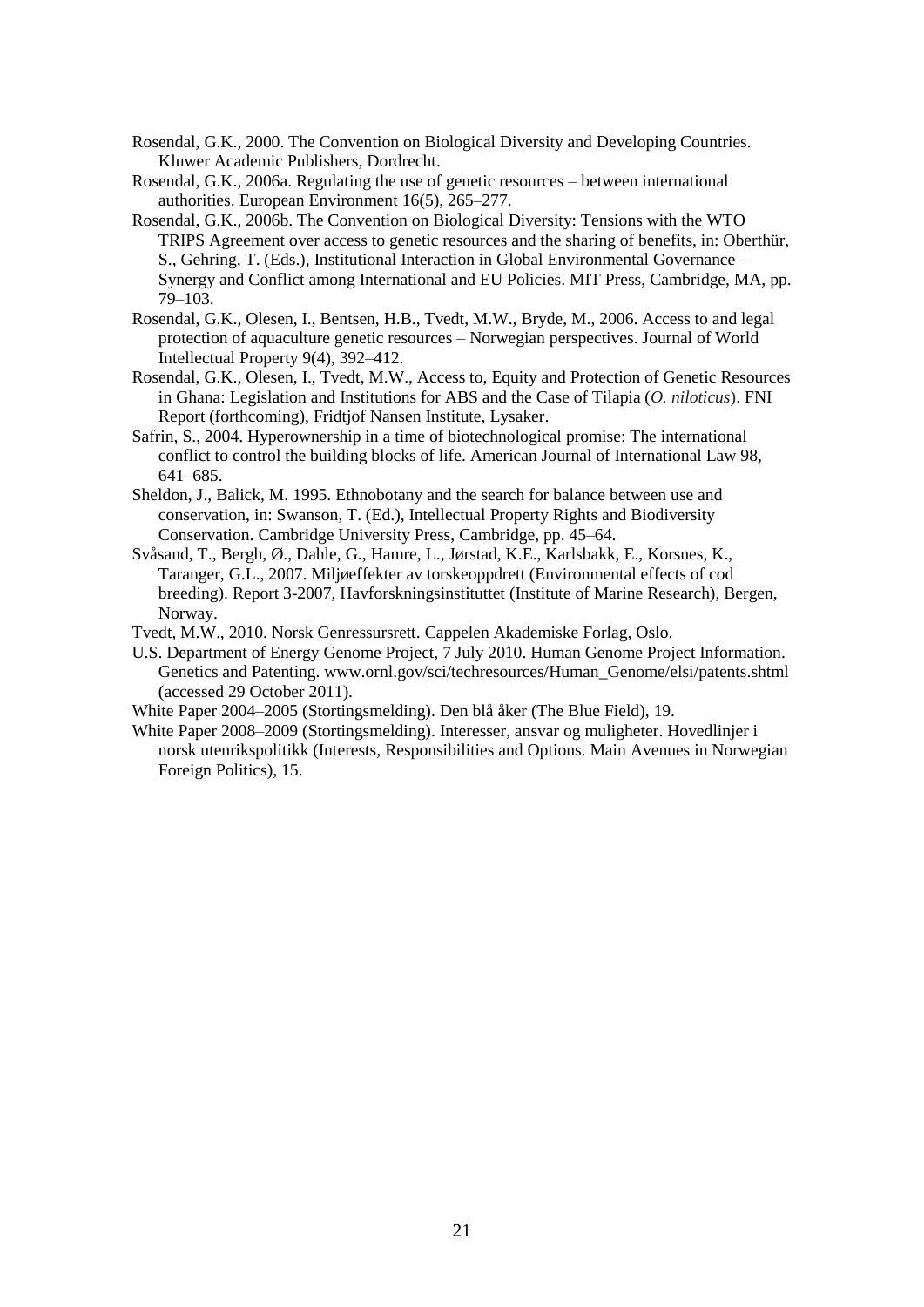Rosendal, G.K., 2000. The Convention on Biological Diversity and Developing Countries. Kluwer Academic Publishers, Dordrecht.

Rosendal, G.K., 2006a. Regulating the use of genetic resources – between international authorities. European Environment 16(5), 265–277.

Rosendal, G.K., 2006b. The Convention on Biological Diversity: Tensions with the WTO TRIPS Agreement over access to genetic resources and the sharing of benefits, in: Oberthür, S., Gehring, T. (Eds.), Institutional Interaction in Global Environmental Governance – Synergy and Conflict among International and EU Policies. MIT Press, Cambridge, MA, pp. 79–103.

Rosendal, G.K., Olesen, I., Bentsen, H.B., Tvedt, M.W., Bryde, M., 2006. Access to and legal protection of aquaculture genetic resources – Norwegian perspectives. Journal of World Intellectual Property 9(4), 392–412.

Rosendal, G.K., Olesen, I., Tvedt, M.W., Access to, Equity and Protection of Genetic Resources in Ghana: Legislation and Institutions for ABS and the Case of Tilapia (*O. niloticus*). FNI Report (forthcoming), Fridtjof Nansen Institute, Lysaker.

Safrin, S., 2004. Hyperownership in a time of biotechnological promise: The international conflict to control the building blocks of life. American Journal of International Law 98, 641–685.

Sheldon, J., Balick, M. 1995. Ethnobotany and the search for balance between use and conservation, in: Swanson, T. (Ed.), Intellectual Property Rights and Biodiversity Conservation. Cambridge University Press, Cambridge, pp. 45–64.

Svåsand, T., Bergh, Ø., Dahle, G., Hamre, L., Jørstad, K.E., Karlsbakk, E., Korsnes, K., Taranger, G.L., 2007. Miljøeffekter av torskeoppdrett (Environmental effects of cod breeding). Report 3-2007, Havforskningsinstituttet (Institute of Marine Research), Bergen, Norway.

Tvedt, M.W., 2010. Norsk Genressursrett. Cappelen Akademiske Forlag, Oslo.

U.S. Department of Energy Genome Project, 7 July 2010. Human Genome Project Information. Genetics and Patenting. www.ornl.gov/sci/techresources/Human_Genome/elsi/patents.shtml (accessed 29 October 2011).

White Paper 2004–2005 (Stortingsmelding). Den blå åker (The Blue Field), 19.

White Paper 2008–2009 (Stortingsmelding). Interesser, ansvar og muligheter. Hovedlinjer i norsk utenrikspolitikk (Interests, Responsibilities and Options. Main Avenues in Norwegian Foreign Politics), 15.